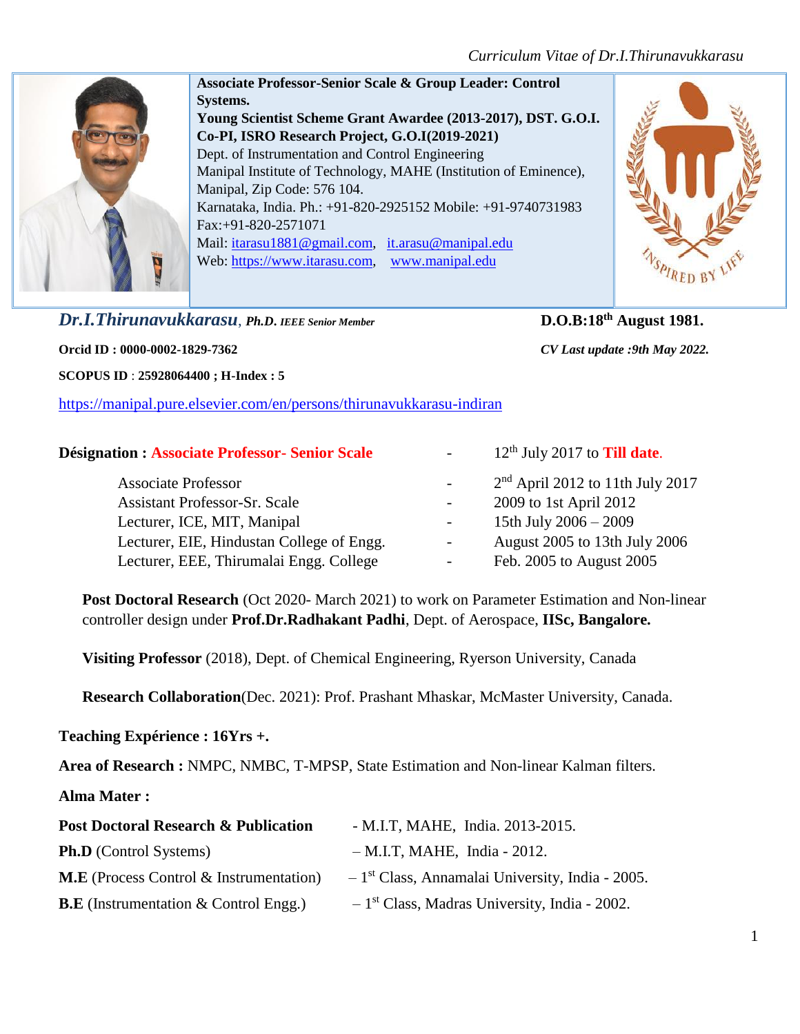**Associate Professor-Senior Scale & Group Leader: Control Systems.**
**Young Scientist Scheme Grant Awardee (2013-2017), DST. G.O.I.**
**Co-PI, ISRO Research Project, G.O.I(2019-2021)**
Dept. of Instrumentation and Control Engineering
Manipal Institute of Technology, MAHE (Institution of Eminence),
Manipal, Zip Code: 576 104.
Karnataka, India. Ph.: +91-820-2925152 Mobile: +91-9740731983
Fax:+91-820-2571071
Mail: itarasu1881@gmail.com, it.arasu@manipal.edu
Web: https://www.itarasu.com, www.manipal.edu

***Dr.I.Thirunavukkarasu**, **Ph.D. IEEE Senior Member*** — **D.O.B:18th August 1981.**

**Orcid ID : 0000-0002-1829-7362** — ***CV Last update :9th May 2022.***

**SCOPUS ID** : **25928064400 ; H-Index : 5**

https://manipal.pure.elsevier.com/en/persons/thirunavukkarasu-indiran

| **Désignation : Associate Professor- Senior Scale** | - | 12th July 2017 to **Till date**. |
|---|---|---|
| Associate Professor | - | 2nd April 2012 to 11th July 2017 |
| Assistant Professor-Sr. Scale | - | 2009 to 1st April 2012 |
| Lecturer, ICE, MIT, Manipal | - | 15th July 2006 – 2009 |
| Lecturer, EIE, Hindustan College of Engg. | - | August 2005 to 13th July 2006 |
| Lecturer, EEE, Thirumalai Engg. College | - | Feb. 2005 to August 2005 |

**Post Doctoral Research** (Oct 2020- March 2021) to work on Parameter Estimation and Non-linear controller design under **Prof.Dr.Radhakant Padhi**, Dept. of Aerospace, **IISc, Bangalore.**

**Visiting Professor** (2018), Dept. of Chemical Engineering, Ryerson University, Canada

**Research Collaboration**(Dec. 2021): Prof. Prashant Mhaskar, McMaster University, Canada.

**Teaching Expérience : 16Yrs +.**

**Area of Research :** NMPC, NMBC, T-MPSP, State Estimation and Non-linear Kalman filters.

**Alma Mater :**

| | |
|---|---|
| **Post Doctoral Research & Publication** | - M.I.T, MAHE, India. 2013-2015. |
| **Ph.D** (Control Systems) | – M.I.T, MAHE, India - 2012. |
| **M.E** (Process Control & Instrumentation) | – 1st Class, Annamalai University, India - 2005. |
| **B.E** (Instrumentation & Control Engg.) | – 1st Class, Madras University, India - 2002. |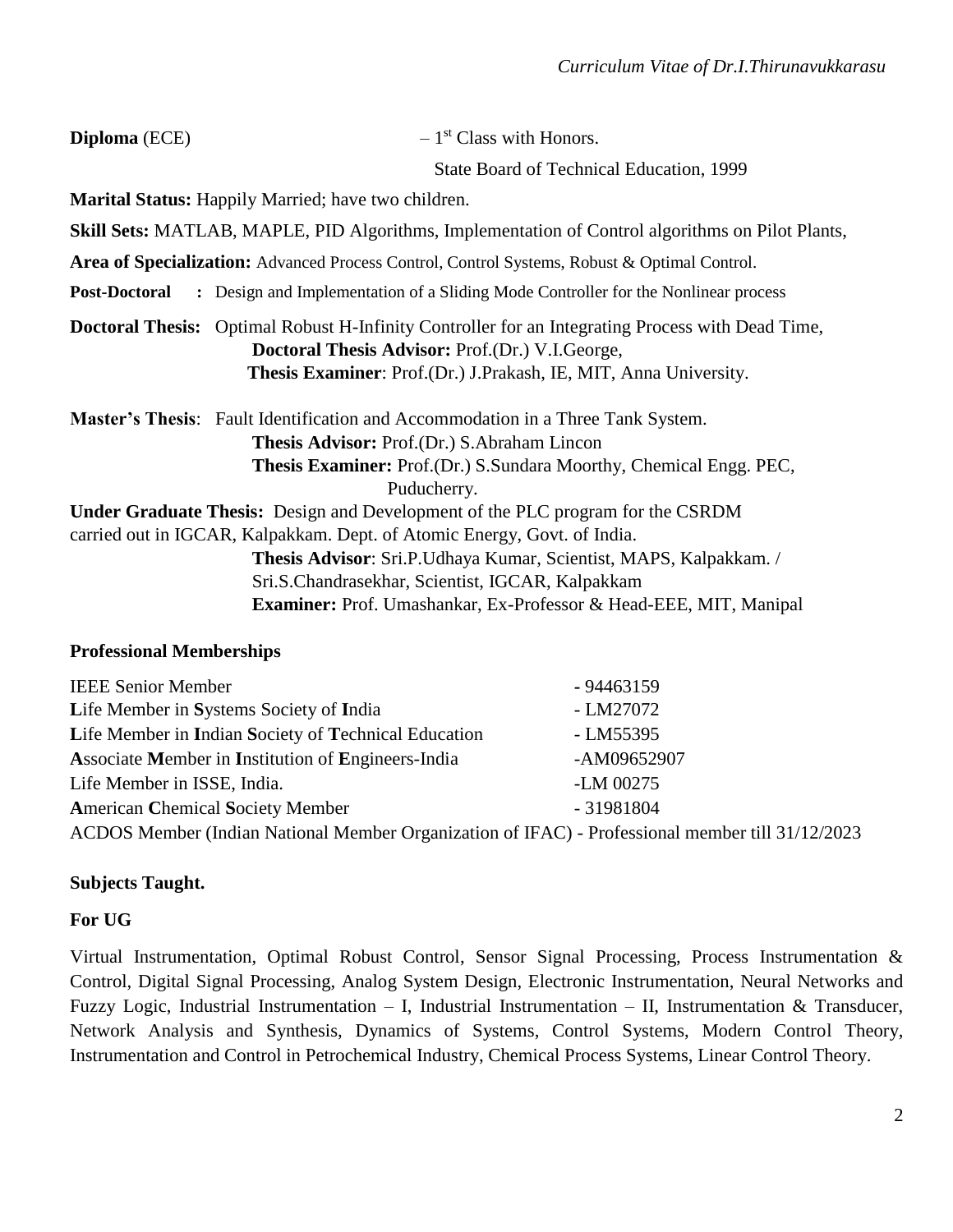**Diploma** (ECE) – 1st Class with Honors.
State Board of Technical Education, 1999

**Marital Status:** Happily Married; have two children.

**Skill Sets:** MATLAB, MAPLE, PID Algorithms, Implementation of Control algorithms on Pilot Plants,

**Area of Specialization:** Advanced Process Control, Control Systems, Robust & Optimal Control.

**Post-Doctoral :** Design and Implementation of a Sliding Mode Controller for the Nonlinear process

**Doctoral Thesis:** Optimal Robust H-Infinity Controller for an Integrating Process with Dead Time,
**Doctoral Thesis Advisor:** Prof.(Dr.) V.I.George,
**Thesis Examiner**: Prof.(Dr.) J.Prakash, IE, MIT, Anna University.

**Master's Thesis**: Fault Identification and Accommodation in a Three Tank System.
**Thesis Advisor:** Prof.(Dr.) S.Abraham Lincon
**Thesis Examiner:** Prof.(Dr.) S.Sundara Moorthy, Chemical Engg. PEC, Puducherry.

**Under Graduate Thesis:** Design and Development of the PLC program for the CSRDM carried out in IGCAR, Kalpakkam. Dept. of Atomic Energy, Govt. of India.
**Thesis Advisor**: Sri.P.Udhaya Kumar, Scientist, MAPS, Kalpakkam. / Sri.S.Chandrasekhar, Scientist, IGCAR, Kalpakkam
**Examiner:** Prof. Umashankar, Ex-Professor & Head-EEE, MIT, Manipal

## Professional Memberships

| | |
|---|---|
| IEEE Senior Member | - 94463159 |
| **L**ife Member in **S**ystems Society of **I**ndia | - LM27072 |
| **L**ife Member in **I**ndian **S**ociety of **T**echnical Education | - LM55395 |
| **A**ssociate **M**ember in **I**nstitution of **E**ngineers-India | -AM09652907 |
| Life Member in ISSE, India. | -LM 00275 |
| **A**merican **C**hemical **S**ociety Member | - 31981804 |

ACDOS Member (Indian National Member Organization of IFAC) - Professional member till 31/12/2023

## Subjects Taught.

### For UG

Virtual Instrumentation, Optimal Robust Control, Sensor Signal Processing, Process Instrumentation & Control, Digital Signal Processing, Analog System Design, Electronic Instrumentation, Neural Networks and Fuzzy Logic, Industrial Instrumentation – I, Industrial Instrumentation – II, Instrumentation & Transducer, Network Analysis and Synthesis, Dynamics of Systems, Control Systems, Modern Control Theory, Instrumentation and Control in Petrochemical Industry, Chemical Process Systems, Linear Control Theory.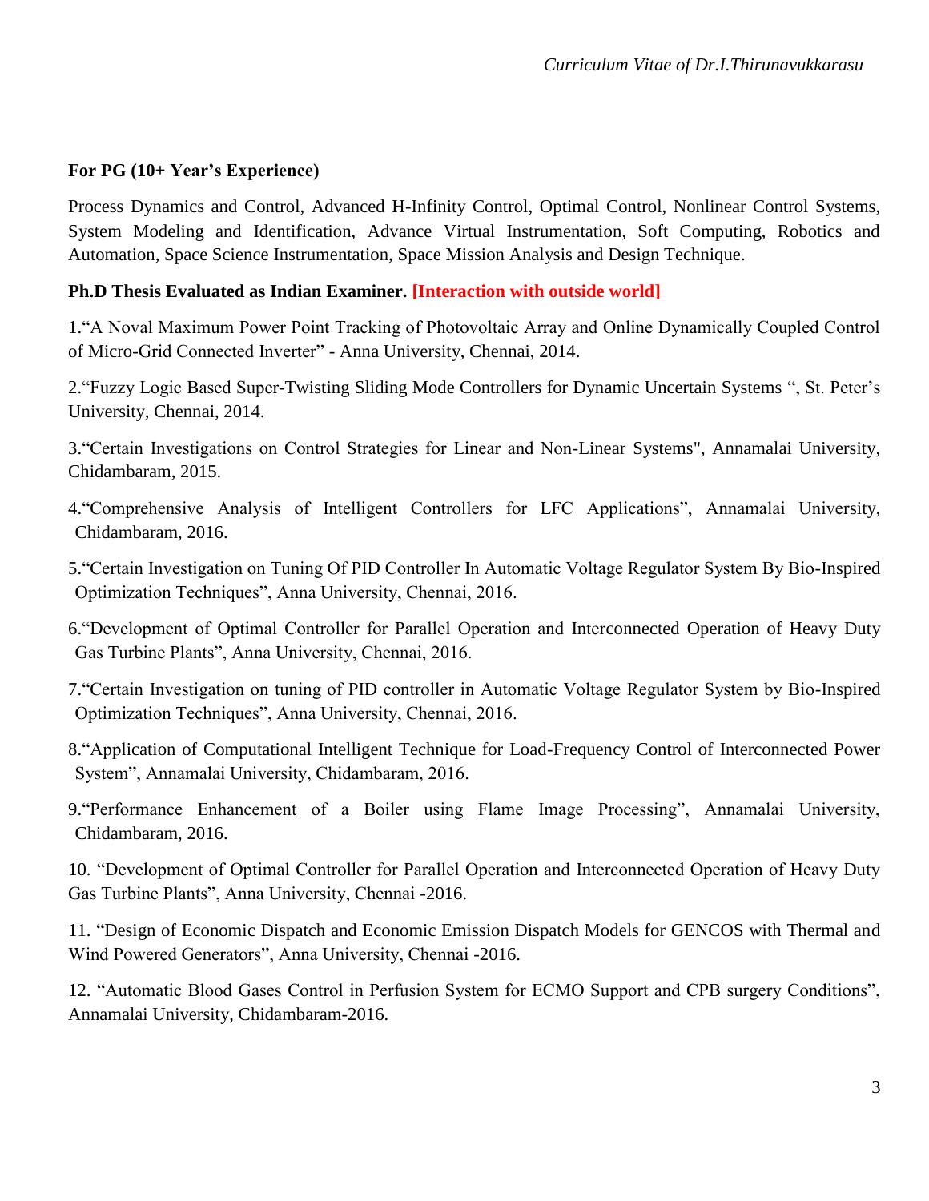**For PG (10+ Year's Experience)**

Process Dynamics and Control, Advanced H-Infinity Control, Optimal Control, Nonlinear Control Systems, System Modeling and Identification, Advance Virtual Instrumentation, Soft Computing, Robotics and Automation, Space Science Instrumentation, Space Mission Analysis and Design Technique.

**Ph.D Thesis Evaluated as Indian Examiner. [Interaction with outside world]**

1."A Noval Maximum Power Point Tracking of Photovoltaic Array and Online Dynamically Coupled Control of Micro-Grid Connected Inverter" - Anna University, Chennai, 2014.

2."Fuzzy Logic Based Super-Twisting Sliding Mode Controllers for Dynamic Uncertain Systems ", St. Peter's University, Chennai, 2014.

3."Certain Investigations on Control Strategies for Linear and Non-Linear Systems", Annamalai University, Chidambaram, 2015.

4."Comprehensive Analysis of Intelligent Controllers for LFC Applications", Annamalai University, Chidambaram, 2016.

5."Certain Investigation on Tuning Of PID Controller In Automatic Voltage Regulator System By Bio-Inspired Optimization Techniques", Anna University, Chennai, 2016.

6."Development of Optimal Controller for Parallel Operation and Interconnected Operation of Heavy Duty Gas Turbine Plants", Anna University, Chennai, 2016.

7."Certain Investigation on tuning of PID controller in Automatic Voltage Regulator System by Bio-Inspired Optimization Techniques", Anna University, Chennai, 2016.

8."Application of Computational Intelligent Technique for Load-Frequency Control of Interconnected Power System", Annamalai University, Chidambaram, 2016.

9."Performance Enhancement of a Boiler using Flame Image Processing", Annamalai University, Chidambaram, 2016.

10. "Development of Optimal Controller for Parallel Operation and Interconnected Operation of Heavy Duty Gas Turbine Plants", Anna University, Chennai -2016.

11. "Design of Economic Dispatch and Economic Emission Dispatch Models for GENCOS with Thermal and Wind Powered Generators", Anna University, Chennai -2016.

12. "Automatic Blood Gases Control in Perfusion System for ECMO Support and CPB surgery Conditions", Annamalai University, Chidambaram-2016.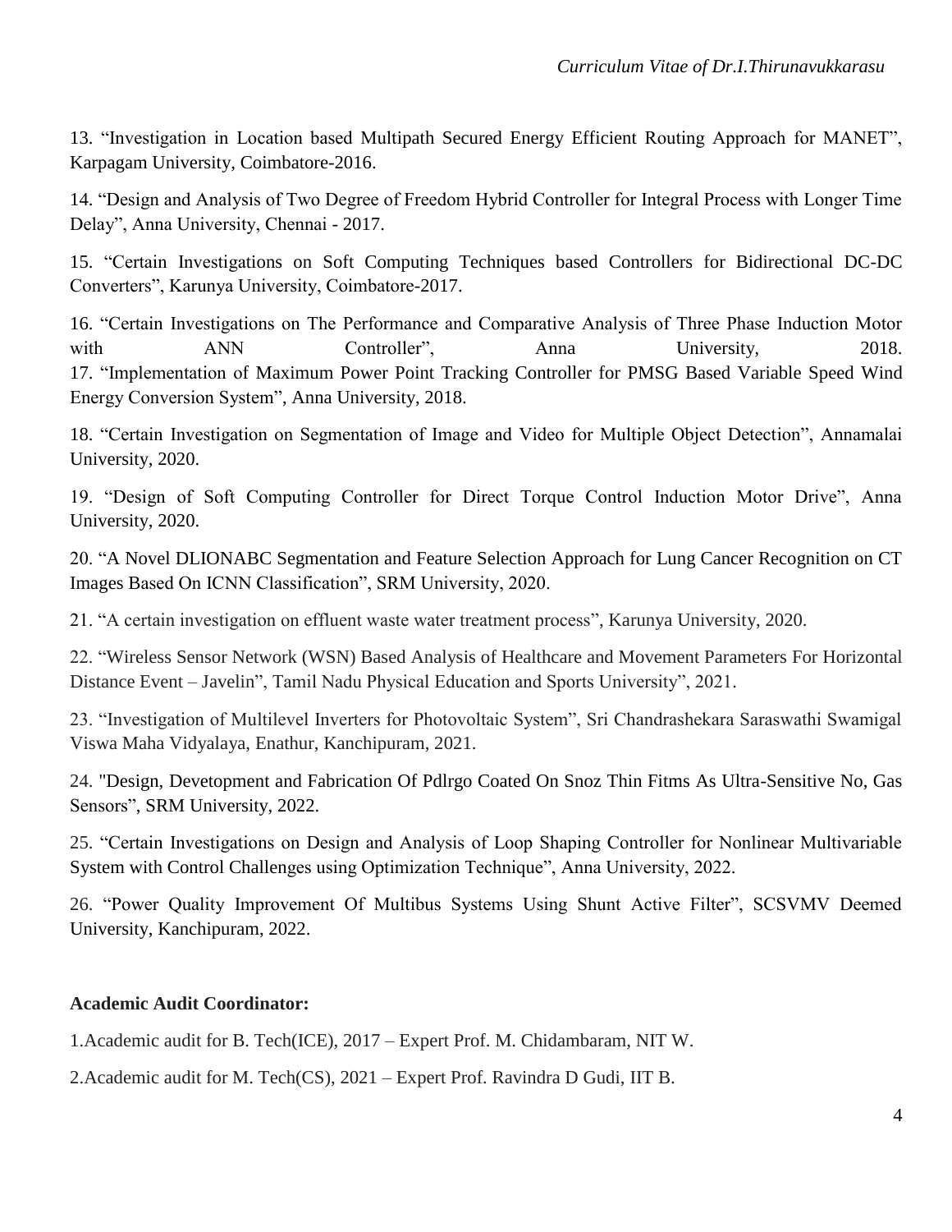13. “Investigation in Location based Multipath Secured Energy Efficient Routing Approach for MANET”, Karpagam University, Coimbatore-2016.

14. “Design and Analysis of Two Degree of Freedom Hybrid Controller for Integral Process with Longer Time Delay”, Anna University, Chennai - 2017.

15. “Certain Investigations on Soft Computing Techniques based Controllers for Bidirectional DC-DC Converters”, Karunya University, Coimbatore-2017.

16. “Certain Investigations on The Performance and Comparative Analysis of Three Phase Induction Motor with ANN Controller”, Anna University, 2018.

17. “Implementation of Maximum Power Point Tracking Controller for PMSG Based Variable Speed Wind Energy Conversion System”, Anna University, 2018.

18. “Certain Investigation on Segmentation of Image and Video for Multiple Object Detection”, Annamalai University, 2020.

19. “Design of Soft Computing Controller for Direct Torque Control Induction Motor Drive”, Anna University, 2020.

20. “A Novel DLIONABC Segmentation and Feature Selection Approach for Lung Cancer Recognition on CT Images Based On ICNN Classification”, SRM University, 2020.

21. “A certain investigation on effluent waste water treatment process”, Karunya University, 2020.

22. “Wireless Sensor Network (WSN) Based Analysis of Healthcare and Movement Parameters For Horizontal Distance Event – Javelin”, Tamil Nadu Physical Education and Sports University”, 2021.

23. “Investigation of Multilevel Inverters for Photovoltaic System”, Sri Chandrashekara Saraswathi Swamigal Viswa Maha Vidyalaya, Enathur, Kanchipuram, 2021.

24. "Design, Devetopment and Fabrication Of Pdlrgo Coated On Snoz Thin Fitms As Ultra-Sensitive No, Gas Sensors”, SRM University, 2022.

25. “Certain Investigations on Design and Analysis of Loop Shaping Controller for Nonlinear Multivariable System with Control Challenges using Optimization Technique”, Anna University, 2022.

26. “Power Quality Improvement Of Multibus Systems Using Shunt Active Filter”, SCSVMV Deemed University, Kanchipuram, 2022.

**Academic Audit Coordinator:**

1.Academic audit for B. Tech(ICE), 2017 – Expert Prof. M. Chidambaram, NIT W.

2.Academic audit for M. Tech(CS), 2021 – Expert Prof. Ravindra D Gudi, IIT B.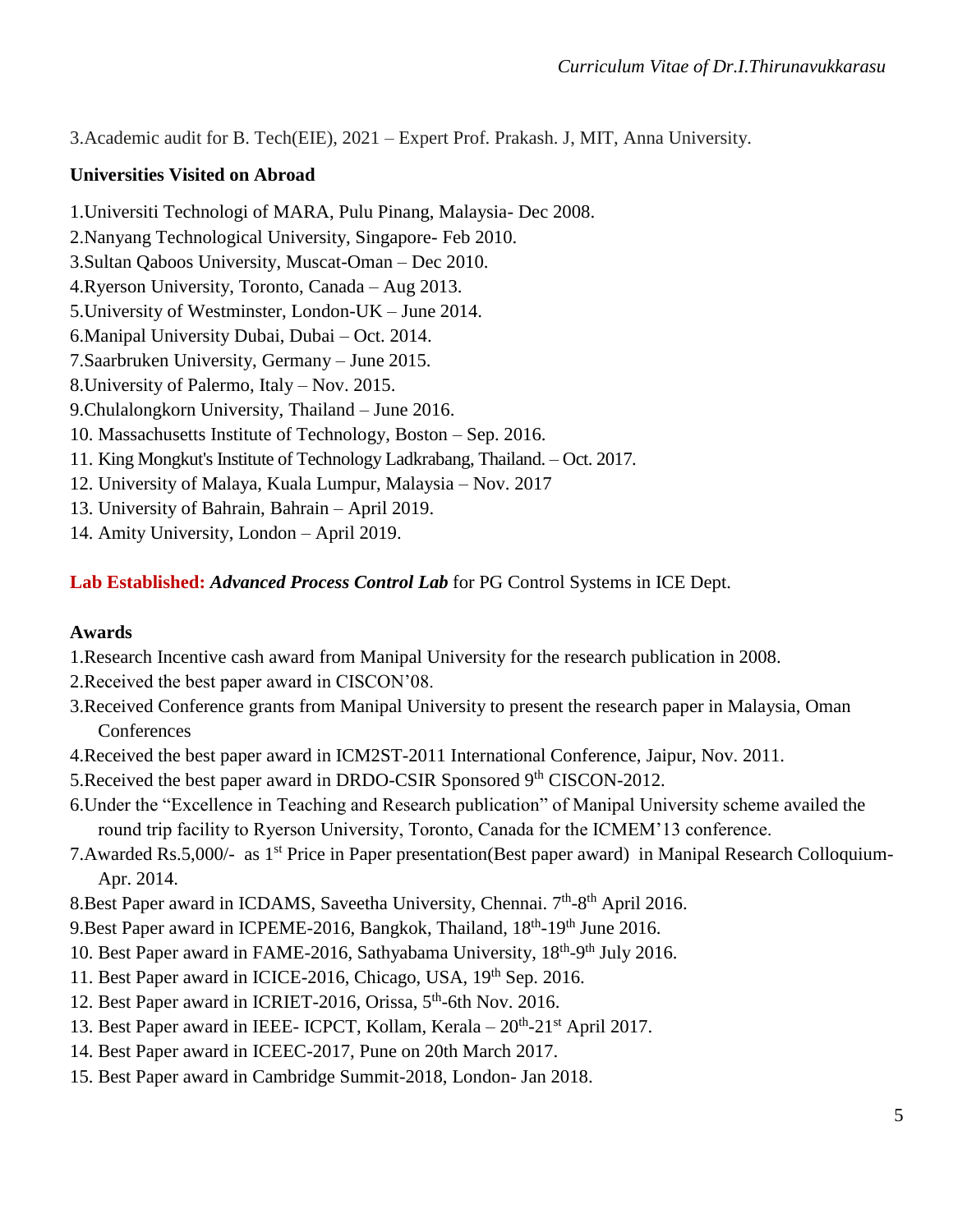3.Academic audit for B. Tech(EIE), 2021 – Expert Prof. Prakash. J, MIT, Anna University.

**Universities Visited on Abroad**

1.Universiti Technologi of MARA, Pulu Pinang, Malaysia- Dec 2008.
2.Nanyang Technological University, Singapore- Feb 2010.
3.Sultan Qaboos University, Muscat-Oman – Dec 2010.
4.Ryerson University, Toronto, Canada – Aug 2013.
5.University of Westminster, London-UK – June 2014.
6.Manipal University Dubai, Dubai – Oct. 2014.
7.Saarbruken University, Germany – June 2015.
8.University of Palermo, Italy – Nov. 2015.
9.Chulalongkorn University, Thailand – June 2016.
10. Massachusetts Institute of Technology, Boston – Sep. 2016.
11. King Mongkut's Institute of Technology Ladkrabang, Thailand. – Oct. 2017.
12. University of Malaya, Kuala Lumpur, Malaysia – Nov. 2017
13. University of Bahrain, Bahrain – April 2019.
14. Amity University, London – April 2019.

**Lab Established:** ***Advanced Process Control Lab*** for PG Control Systems in ICE Dept.

**Awards**

1.Research Incentive cash award from Manipal University for the research publication in 2008.
2.Received the best paper award in CISCON'08.
3.Received Conference grants from Manipal University to present the research paper in Malaysia, Oman Conferences
4.Received the best paper award in ICM2ST-2011 International Conference, Jaipur, Nov. 2011.
5.Received the best paper award in DRDO-CSIR Sponsored 9th CISCON-2012.
6.Under the "Excellence in Teaching and Research publication" of Manipal University scheme availed the round trip facility to Ryerson University, Toronto, Canada for the ICMEM'13 conference.
7.Awarded Rs.5,000/- as 1st Price in Paper presentation(Best paper award) in Manipal Research Colloquium- Apr. 2014.
8.Best Paper award in ICDAMS, Saveetha University, Chennai. 7th-8th April 2016.
9.Best Paper award in ICPEME-2016, Bangkok, Thailand, 18th-19th June 2016.
10. Best Paper award in FAME-2016, Sathyabama University, 18th-9th July 2016.
11. Best Paper award in ICICE-2016, Chicago, USA, 19th Sep. 2016.
12. Best Paper award in ICRIET-2016, Orissa, 5th-6th Nov. 2016.
13. Best Paper award in IEEE- ICPCT, Kollam, Kerala – 20th-21st April 2017.
14. Best Paper award in ICEEC-2017, Pune on 20th March 2017.
15. Best Paper award in Cambridge Summit-2018, London- Jan 2018.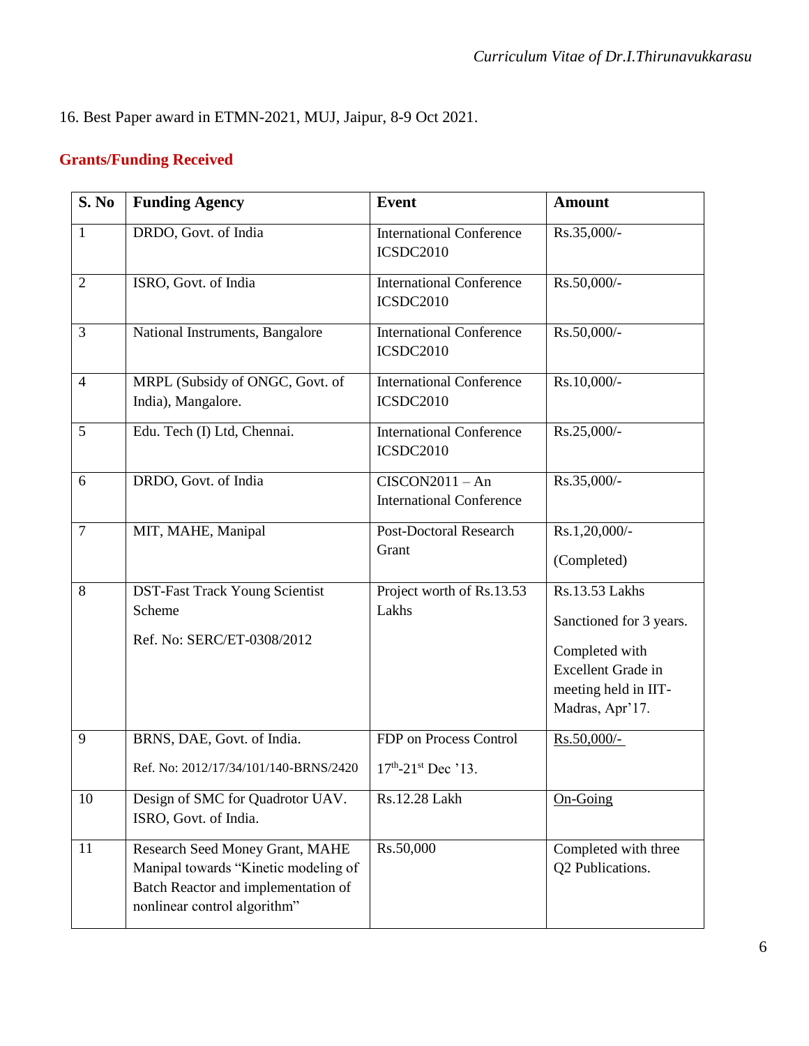16. Best Paper award in ETMN-2021, MUJ, Jaipur, 8-9 Oct 2021.

## Grants/Funding Received

| S. No | Funding Agency | Event | Amount |
|---|---|---|---|
| 1 | DRDO, Govt. of India | International Conference ICSDC2010 | Rs.35,000/- |
| 2 | ISRO, Govt. of India | International Conference ICSDC2010 | Rs.50,000/- |
| 3 | National Instruments, Bangalore | International Conference ICSDC2010 | Rs.50,000/- |
| 4 | MRPL (Subsidy of ONGC, Govt. of India), Mangalore. | International Conference ICSDC2010 | Rs.10,000/- |
| 5 | Edu. Tech (I) Ltd, Chennai. | International Conference ICSDC2010 | Rs.25,000/- |
| 6 | DRDO, Govt. of India | CISCON2011 – An International Conference | Rs.35,000/- |
| 7 | MIT, MAHE, Manipal | Post-Doctoral Research Grant | Rs.1,20,000/- (Completed) |
| 8 | DST-Fast Track Young Scientist Scheme<br>Ref. No: SERC/ET-0308/2012 | Project worth of Rs.13.53 Lakhs | Rs.13.53 Lakhs<br>Sanctioned for 3 years.<br>Completed with Excellent Grade in meeting held in IIT-Madras, Apr'17. |
| 9 | BRNS, DAE, Govt. of India.<br>Ref. No: 2012/17/34/101/140-BRNS/2420 | FDP on Process Control<br>17th-21st Dec '13. | Rs.50,000/- |
| 10 | Design of SMC for Quadrotor UAV. ISRO, Govt. of India. | Rs.12.28 Lakh | On-Going |
| 11 | Research Seed Money Grant, MAHE Manipal towards "Kinetic modeling of Batch Reactor and implementation of nonlinear control algorithm" | Rs.50,000 | Completed with three Q2 Publications. |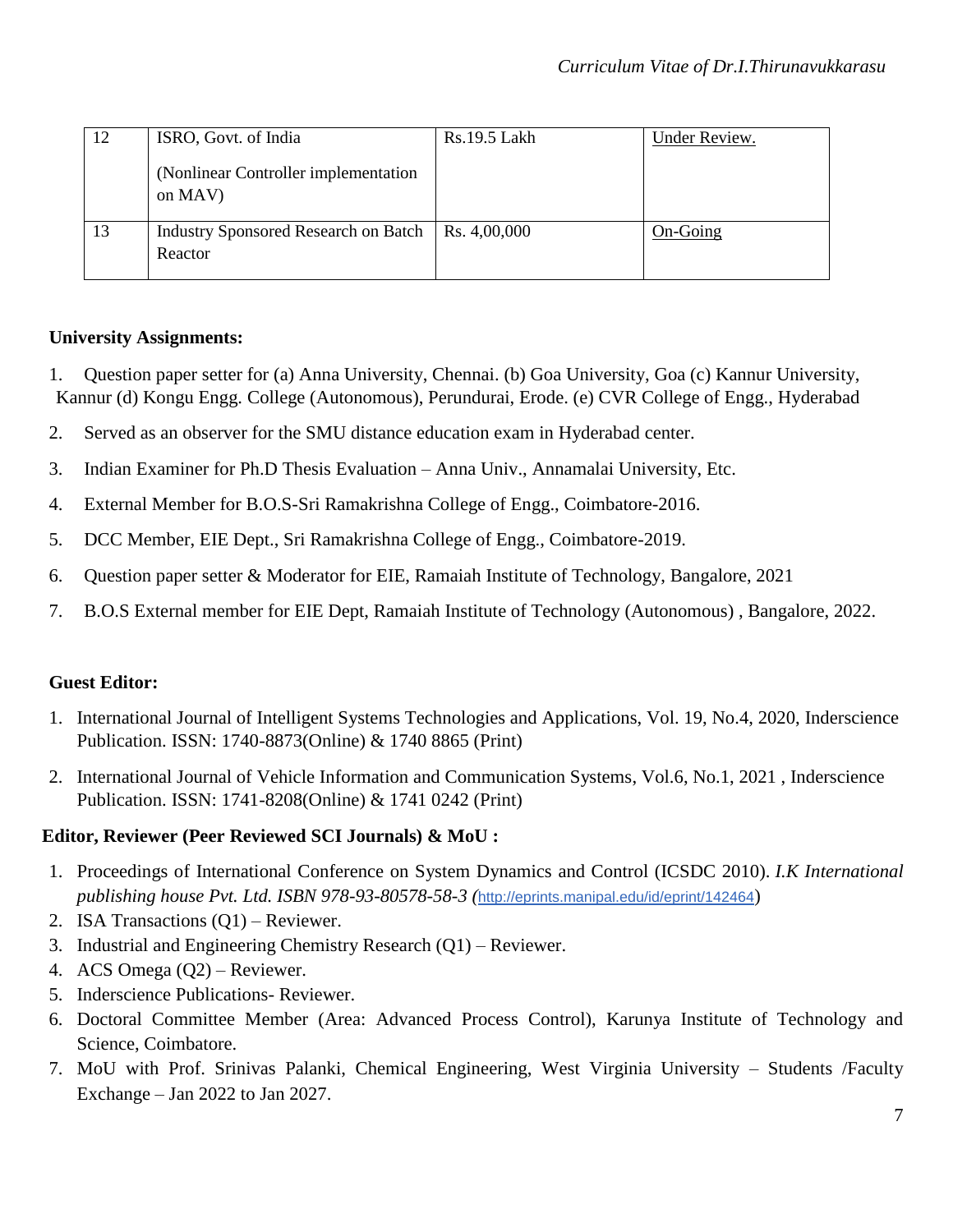| 12 | ISRO, Govt. of India<br><br>(Nonlinear Controller implementation on MAV) | Rs.19.5 Lakh | Under Review. |
|---|---|---|---|
| 13 | Industry Sponsored Research on Batch Reactor | Rs. 4,00,000 | On-Going |

**University Assignments:**

1. Question paper setter for (a) Anna University, Chennai. (b) Goa University, Goa (c) Kannur University, Kannur (d) Kongu Engg. College (Autonomous), Perundurai, Erode. (e) CVR College of Engg., Hyderabad
2. Served as an observer for the SMU distance education exam in Hyderabad center.
3. Indian Examiner for Ph.D Thesis Evaluation – Anna Univ., Annamalai University, Etc.
4. External Member for B.O.S-Sri Ramakrishna College of Engg., Coimbatore-2016.
5. DCC Member, EIE Dept., Sri Ramakrishna College of Engg., Coimbatore-2019.
6. Question paper setter & Moderator for EIE, Ramaiah Institute of Technology, Bangalore, 2021
7. B.O.S External member for EIE Dept, Ramaiah Institute of Technology (Autonomous) , Bangalore, 2022.

**Guest Editor:**

1. International Journal of Intelligent Systems Technologies and Applications, Vol. 19, No.4, 2020, Inderscience Publication. ISSN: 1740-8873(Online) & 1740 8865 (Print)
2. International Journal of Vehicle Information and Communication Systems, Vol.6, No.1, 2021 , Inderscience Publication. ISSN: 1741-8208(Online) & 1741 0242 (Print)

**Editor, Reviewer (Peer Reviewed SCI Journals) & MoU :**

1. Proceedings of International Conference on System Dynamics and Control (ICSDC 2010). *I.K International publishing house Pvt. Ltd. ISBN 978-93-80578-58-3 (*http://eprints.manipal.edu/id/eprint/142464)
2. ISA Transactions (Q1) – Reviewer.
3. Industrial and Engineering Chemistry Research (Q1) – Reviewer.
4. ACS Omega (Q2) – Reviewer.
5. Inderscience Publications- Reviewer.
6. Doctoral Committee Member (Area: Advanced Process Control), Karunya Institute of Technology and Science, Coimbatore.
7. MoU with Prof. Srinivas Palanki, Chemical Engineering, West Virginia University – Students /Faculty Exchange – Jan 2022 to Jan 2027.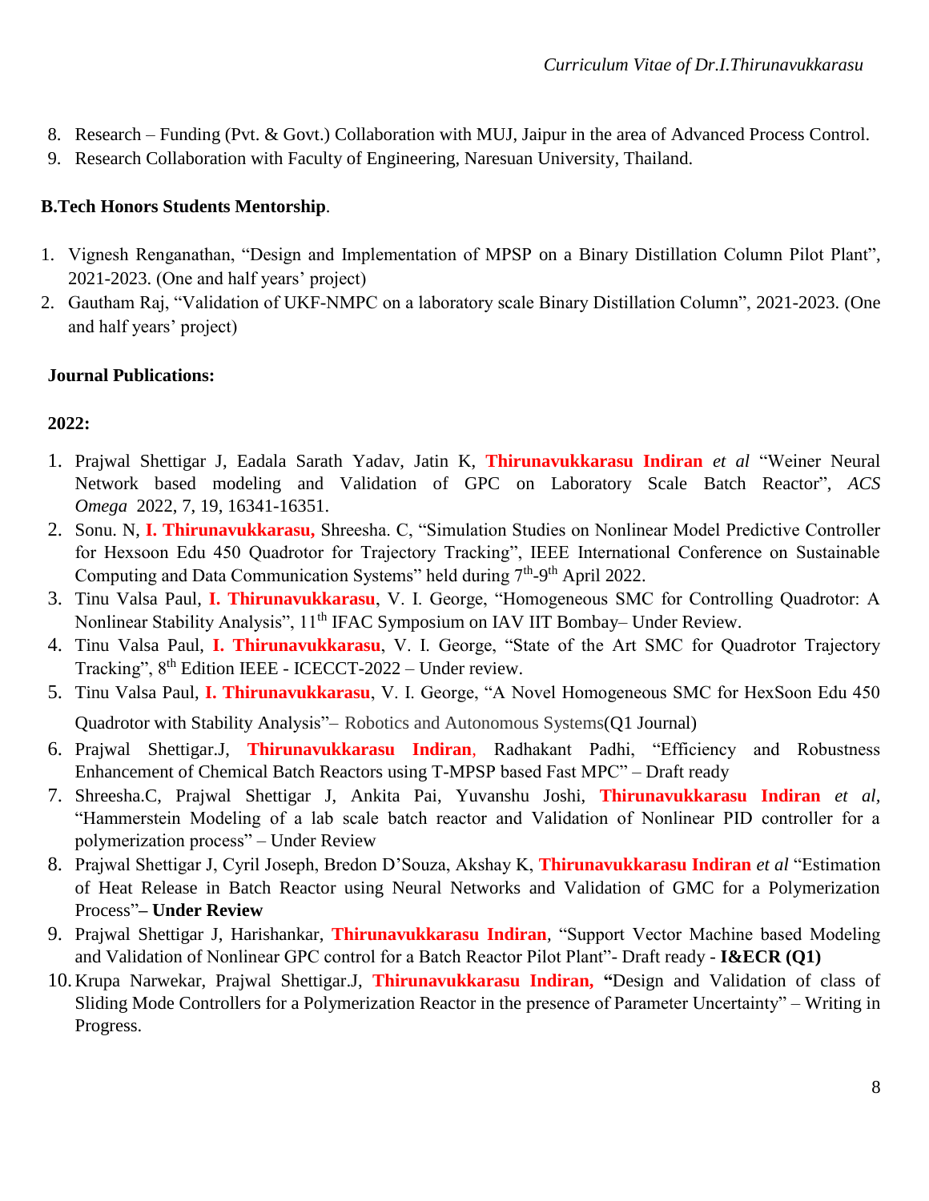8. Research – Funding (Pvt. & Govt.) Collaboration with MUJ, Jaipur in the area of Advanced Process Control.
9. Research Collaboration with Faculty of Engineering, Naresuan University, Thailand.

**B.Tech Honors Students Mentorship**.

1. Vignesh Renganathan, "Design and Implementation of MPSP on a Binary Distillation Column Pilot Plant", 2021-2023. (One and half years' project)
2. Gautham Raj, "Validation of UKF-NMPC on a laboratory scale Binary Distillation Column", 2021-2023. (One and half years' project)

**Journal Publications:**

**2022:**

1. Prajwal Shettigar J, Eadala Sarath Yadav, Jatin K, **Thirunavukkarasu Indiran** *et al* "Weiner Neural Network based modeling and Validation of GPC on Laboratory Scale Batch Reactor", *ACS Omega* 2022, 7, 19, 16341-16351.
2. Sonu. N, **I. Thirunavukkarasu,** Shreesha. C, "Simulation Studies on Nonlinear Model Predictive Controller for Hexsoon Edu 450 Quadrotor for Trajectory Tracking", IEEE International Conference on Sustainable Computing and Data Communication Systems" held during 7th-9th April 2022.
3. Tinu Valsa Paul, **I. Thirunavukkarasu**, V. I. George, "Homogeneous SMC for Controlling Quadrotor: A Nonlinear Stability Analysis", 11th IFAC Symposium on IAV IIT Bombay– Under Review.
4. Tinu Valsa Paul, **I. Thirunavukkarasu**, V. I. George, "State of the Art SMC for Quadrotor Trajectory Tracking", 8th Edition IEEE - ICECCT-2022 – Under review.
5. Tinu Valsa Paul, **I. Thirunavukkarasu**, V. I. George, "A Novel Homogeneous SMC for HexSoon Edu 450 Quadrotor with Stability Analysis"– Robotics and Autonomous Systems(Q1 Journal)
6. Prajwal Shettigar.J, **Thirunavukkarasu Indiran**, Radhakant Padhi, "Efficiency and Robustness Enhancement of Chemical Batch Reactors using T-MPSP based Fast MPC" – Draft ready
7. Shreesha.C, Prajwal Shettigar J, Ankita Pai, Yuvanshu Joshi, **Thirunavukkarasu Indiran** *et al*, "Hammerstein Modeling of a lab scale batch reactor and Validation of Nonlinear PID controller for a polymerization process" – Under Review
8. Prajwal Shettigar J, Cyril Joseph, Bredon D'Souza, Akshay K, **Thirunavukkarasu Indiran** *et al* "Estimation of Heat Release in Batch Reactor using Neural Networks and Validation of GMC for a Polymerization Process"**– Under Review**
9. Prajwal Shettigar J, Harishankar, **Thirunavukkarasu Indiran**, "Support Vector Machine based Modeling and Validation of Nonlinear GPC control for a Batch Reactor Pilot Plant"- Draft ready - **I&ECR (Q1)**
10. Krupa Narwekar, Prajwal Shettigar.J, **Thirunavukkarasu Indiran,** **"**Design and Validation of class of Sliding Mode Controllers for a Polymerization Reactor in the presence of Parameter Uncertainty" – Writing in Progress.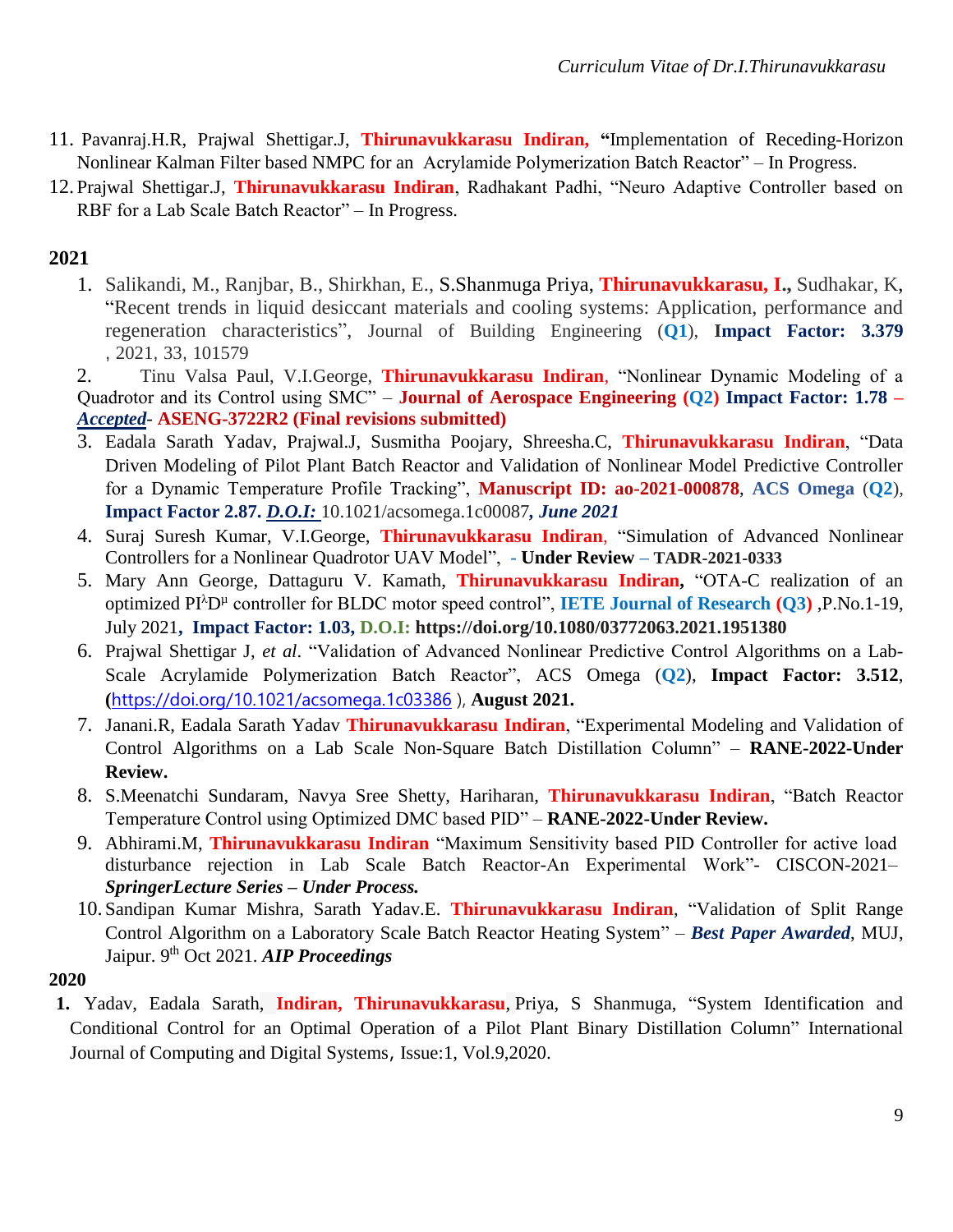11. Pavanraj.H.R, Prajwal Shettigar.J, **Thirunavukkarasu Indiran,** **"**Implementation of Receding-Horizon Nonlinear Kalman Filter based NMPC for an Acrylamide Polymerization Batch Reactor" – In Progress.
12. Prajwal Shettigar.J, **Thirunavukkarasu Indiran**, Radhakant Padhi, "Neuro Adaptive Controller based on RBF for a Lab Scale Batch Reactor" – In Progress.

**2021**

1. Salikandi, M., Ranjbar, B., Shirkhan, E., S.Shanmuga Priya, **Thirunavukkarasu, I.,** Sudhakar, K, "Recent trends in liquid desiccant materials and cooling systems: Application, performance and regeneration characteristics", Journal of Building Engineering (**Q1**), **Impact Factor: 3.379**, 2021, 33, 101579
2. Tinu Valsa Paul, V.I.George, **Thirunavukkarasu Indiran**, "Nonlinear Dynamic Modeling of a Quadrotor and its Control using SMC" – **Journal of Aerospace Engineering (Q2) Impact Factor: 1.78 – *Accepted*- ASENG-3722R2 (Final revisions submitted)**
3. Eadala Sarath Yadav, Prajwal.J, Susmitha Poojary, Shreesha.C, **Thirunavukkarasu Indiran**, "Data Driven Modeling of Pilot Plant Batch Reactor and Validation of Nonlinear Model Predictive Controller for a Dynamic Temperature Profile Tracking", **Manuscript ID: ao-2021-000878**, **ACS Omega** (**Q2**), **Impact Factor 2.87.** ***D.O.I:*** 10.1021/acsomega.1c00087***, June 2021***
4. Suraj Suresh Kumar, V.I.George, **Thirunavukkarasu Indiran**, "Simulation of Advanced Nonlinear Controllers for a Nonlinear Quadrotor UAV Model", **- Under Review – TADR-2021-0333**
5. Mary Ann George, Dattaguru V. Kamath, **Thirunavukkarasu Indiran,** "OTA-C realization of an optimized $PI^{\lambda}D^{\mu}$ controller for BLDC motor speed control", **IETE Journal of Research (Q3)** ,P.No.1-19, July 2021**, Impact Factor: 1.03, D.O.I: https://doi.org/10.1080/03772063.2021.1951380**
6. Prajwal Shettigar J, *et al*. "Validation of Advanced Nonlinear Predictive Control Algorithms on a Lab-Scale Acrylamide Polymerization Batch Reactor", ACS Omega (**Q2**), **Impact Factor: 3.512**, **(**https://doi.org/10.1021/acsomega.1c03386 ), **August 2021.**
7. Janani.R, Eadala Sarath Yadav **Thirunavukkarasu Indiran**, "Experimental Modeling and Validation of Control Algorithms on a Lab Scale Non-Square Batch Distillation Column" – **RANE-2022-Under Review.**
8. S.Meenatchi Sundaram, Navya Sree Shetty, Hariharan, **Thirunavukkarasu Indiran**, "Batch Reactor Temperature Control using Optimized DMC based PID" – **RANE-2022-Under Review.**
9. Abhirami.M, **Thirunavukkarasu Indiran** "Maximum Sensitivity based PID Controller for active load disturbance rejection in Lab Scale Batch Reactor-An Experimental Work"- CISCON-2021– ***SpringerLecture Series – Under Process.***
10. Sandipan Kumar Mishra, Sarath Yadav.E. **Thirunavukkarasu Indiran**, "Validation of Split Range Control Algorithm on a Laboratory Scale Batch Reactor Heating System" – ***Best Paper Awarded***, MUJ, Jaipur. 9th Oct 2021. ***AIP Proceedings***

**2020**

1. Yadav, Eadala Sarath, **Indiran, Thirunavukkarasu**, Priya, S Shanmuga, "System Identification and Conditional Control for an Optimal Operation of a Pilot Plant Binary Distillation Column" International Journal of Computing and Digital Systems, Issue:1, Vol.9,2020.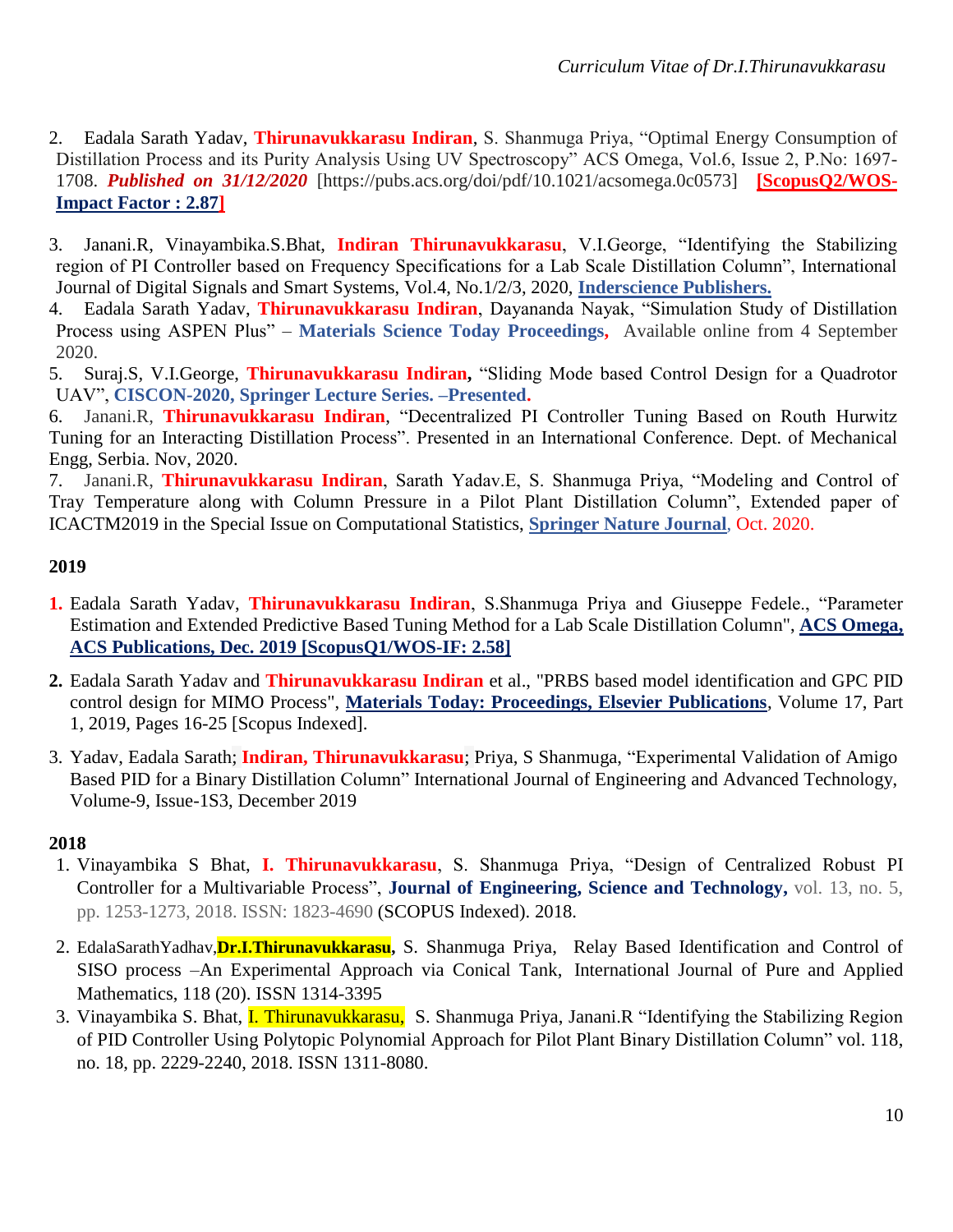2. Eadala Sarath Yadav, **Thirunavukkarasu Indiran**, S. Shanmuga Priya, "Optimal Energy Consumption of Distillation Process and its Purity Analysis Using UV Spectroscopy" ACS Omega, Vol.6, Issue 2, P.No: 1697-1708. ***Published on 31/12/2020*** [https://pubs.acs.org/doi/pdf/10.1021/acsomega.0c0573] **[ScopusQ2/WOS-Impact Factor : 2.87]**

3. Janani.R, Vinayambika.S.Bhat, **Indiran Thirunavukkarasu**, V.I.George, "Identifying the Stabilizing region of PI Controller based on Frequency Specifications for a Lab Scale Distillation Column", International Journal of Digital Signals and Smart Systems, Vol.4, No.1/2/3, 2020, **Inderscience Publishers.**

4. Eadala Sarath Yadav, **Thirunavukkarasu Indiran**, Dayananda Nayak, "Simulation Study of Distillation Process using ASPEN Plus" – **Materials Science Today Proceedings,** Available online from 4 September 2020.

5. Suraj.S, V.I.George, **Thirunavukkarasu Indiran,** "Sliding Mode based Control Design for a Quadrotor UAV", **CISCON-2020, Springer Lecture Series. –Presented.**

6. Janani.R, **Thirunavukkarasu Indiran**, "Decentralized PI Controller Tuning Based on Routh Hurwitz Tuning for an Interacting Distillation Process". Presented in an International Conference. Dept. of Mechanical Engg, Serbia. Nov, 2020.

7. Janani.R, **Thirunavukkarasu Indiran**, Sarath Yadav.E, S. Shanmuga Priya, "Modeling and Control of Tray Temperature along with Column Pressure in a Pilot Plant Distillation Column", Extended paper of ICACTM2019 in the Special Issue on Computational Statistics, **Springer Nature Journal**, Oct. 2020.

**2019**

1. Eadala Sarath Yadav, **Thirunavukkarasu Indiran**, S.Shanmuga Priya and Giuseppe Fedele., "Parameter Estimation and Extended Predictive Based Tuning Method for a Lab Scale Distillation Column", **ACS Omega, ACS Publications, Dec. 2019 [ScopusQ1/WOS-IF: 2.58]**

2. Eadala Sarath Yadav and **Thirunavukkarasu Indiran** et al., "PRBS based model identification and GPC PID control design for MIMO Process", **Materials Today: Proceedings, Elsevier Publications**, Volume 17, Part 1, 2019, Pages 16-25 [Scopus Indexed].

3. Yadav, Eadala Sarath; **Indiran, Thirunavukkarasu**; Priya, S Shanmuga, "Experimental Validation of Amigo Based PID for a Binary Distillation Column" International Journal of Engineering and Advanced Technology, Volume-9, Issue-1S3, December 2019

**2018**

1. Vinayambika S Bhat, **I. Thirunavukkarasu**, S. Shanmuga Priya, "Design of Centralized Robust PI Controller for a Multivariable Process", **Journal of Engineering, Science and Technology,** vol. 13, no. 5, pp. 1253-1273, 2018. ISSN: 1823-4690 (SCOPUS Indexed). 2018.

2. EdalaSarathYadhav,**Dr.I.Thirunavukkarasu,** S. Shanmuga Priya, Relay Based Identification and Control of SISO process –An Experimental Approach via Conical Tank, International Journal of Pure and Applied Mathematics, 118 (20). ISSN 1314-3395

3. Vinayambika S. Bhat, I. Thirunavukkarasu, S. Shanmuga Priya, Janani.R "Identifying the Stabilizing Region of PID Controller Using Polytopic Polynomial Approach for Pilot Plant Binary Distillation Column" vol. 118, no. 18, pp. 2229-2240, 2018. ISSN 1311-8080.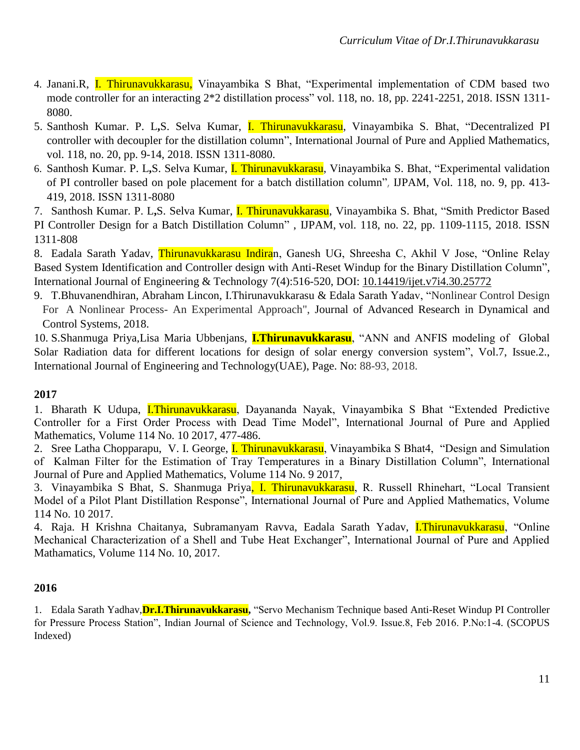4. Janani.R, I. Thirunavukkarasu, Vinayambika S Bhat, "Experimental implementation of CDM based two mode controller for an interacting 2*2 distillation process" vol. 118, no. 18, pp. 2241-2251, 2018. ISSN 1311-8080.
5. Santhosh Kumar. P. L**,**S. Selva Kumar, I. Thirunavukkarasu, Vinayambika S. Bhat, "Decentralized PI controller with decoupler for the distillation column", International Journal of Pure and Applied Mathematics, vol. 118, no. 20, pp. 9-14, 2018. ISSN 1311-8080.
6. Santhosh Kumar. P. L**,**S. Selva Kumar, I. Thirunavukkarasu, Vinayambika S. Bhat, "Experimental validation of PI controller based on pole placement for a batch distillation column", IJPAM, Vol. 118, no. 9, pp. 413-419, 2018. ISSN 1311-8080
7. Santhosh Kumar. P. L**,**S. Selva Kumar, I. Thirunavukkarasu, Vinayambika S. Bhat, "Smith Predictor Based PI Controller Design for a Batch Distillation Column" , IJPAM, vol. 118, no. 22, pp. 1109-1115, 2018. ISSN 1311-808
8. Eadala Sarath Yadav, Thirunavukkarasu Indiran, Ganesh UG, Shreesha C, Akhil V Jose, "Online Relay Based System Identification and Controller design with Anti-Reset Windup for the Binary Distillation Column", International Journal of Engineering & Technology 7(4):516-520, DOI: 10.14419/ijet.v7i4.30.25772
9. T.Bhuvanendhiran, Abraham Lincon, I.Thirunavukkarasu & Edala Sarath Yadav, "Nonlinear Control Design For A Nonlinear Process- An Experimental Approach", Journal of Advanced Research in Dynamical and Control Systems, 2018.
10. S.Shanmuga Priya,Lisa Maria Ubbenjans, **I.Thirunavukkarasu**, "ANN and ANFIS modeling of Global Solar Radiation data for different locations for design of solar energy conversion system", Vol.7, Issue.2., International Journal of Engineering and Technology(UAE), Page. No: 88-93, 2018.

**2017**

1. Bharath K Udupa, I.Thirunavukkarasu, Dayananda Nayak, Vinayambika S Bhat "Extended Predictive Controller for a First Order Process with Dead Time Model", International Journal of Pure and Applied Mathematics, Volume 114 No. 10 2017, 477-486.
2. Sree Latha Chopparapu, V. I. George, I. Thirunavukkarasu, Vinayambika S Bhat4, "Design and Simulation of Kalman Filter for the Estimation of Tray Temperatures in a Binary Distillation Column", International Journal of Pure and Applied Mathematics, Volume 114 No. 9 2017,
3. Vinayambika S Bhat, S. Shanmuga Priya, I. Thirunavukkarasu, R. Russell Rhinehart, "Local Transient Model of a Pilot Plant Distillation Response", International Journal of Pure and Applied Mathematics, Volume 114 No. 10 2017.
4. Raja. H Krishna Chaitanya, Subramanyam Ravva, Eadala Sarath Yadav, I.Thirunavukkarasu, "Online Mechanical Characterization of a Shell and Tube Heat Exchanger", International Journal of Pure and Applied Mathamatics, Volume 114 No. 10, 2017.

**2016**

1. Edala Sarath Yadhav,**Dr.I.Thirunavukkarasu,** "Servo Mechanism Technique based Anti-Reset Windup PI Controller for Pressure Process Station", Indian Journal of Science and Technology, Vol.9. Issue.8, Feb 2016. P.No:1-4. (SCOPUS Indexed)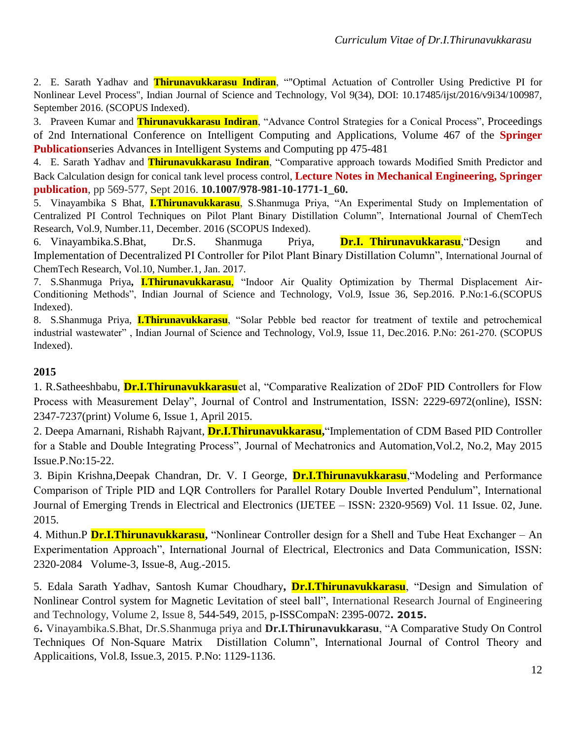2. E. Sarath Yadhav and **Thirunavukkarasu Indiran**, ""Optimal Actuation of Controller Using Predictive PI for Nonlinear Level Process", Indian Journal of Science and Technology, Vol 9(34), DOI: 10.17485/ijst/2016/v9i34/100987, September 2016. (SCOPUS Indexed).

3. Praveen Kumar and **Thirunavukkarasu Indiran**, "Advance Control Strategies for a Conical Process", Proceedings of 2nd International Conference on Intelligent Computing and Applications, Volume 467 of the **Springer Publication**series Advances in Intelligent Systems and Computing pp 475-481

4. E. Sarath Yadhav and **Thirunavukkarasu Indiran**, "Comparative approach towards Modified Smith Predictor and Back Calculation design for conical tank level process control, **Lecture Notes in Mechanical Engineering, Springer publication**, pp 569-577, Sept 2016. **10.1007/978-981-10-1771-1_60.**

5. Vinayambika S Bhat, **I.Thirunavukkarasu**, S.Shanmuga Priya, "An Experimental Study on Implementation of Centralized PI Control Techniques on Pilot Plant Binary Distillation Column", International Journal of ChemTech Research, Vol.9, Number.11, December. 2016 (SCOPUS Indexed).

6. Vinayambika.S.Bhat, Dr.S. Shanmuga Priya, **Dr.I. Thirunavukkarasu**,"Design and Implementation of Decentralized PI Controller for Pilot Plant Binary Distillation Column", International Journal of ChemTech Research, Vol.10, Number.1, Jan. 2017.

7. S.Shanmuga Priya**,** **I.Thirunavukkarasu**, "Indoor Air Quality Optimization by Thermal Displacement Air-Conditioning Methods", Indian Journal of Science and Technology, Vol.9, Issue 36, Sep.2016. P.No:1-6.(SCOPUS Indexed).

8. S.Shanmuga Priya, **I.Thirunavukkarasu**, "Solar Pebble bed reactor for treatment of textile and petrochemical industrial wastewater" , Indian Journal of Science and Technology, Vol.9, Issue 11, Dec.2016. P.No: 261-270. (SCOPUS Indexed).

**2015**

1. R.Satheeshbabu, **Dr.I.Thirunavukkarasu**et al, "Comparative Realization of 2DoF PID Controllers for Flow Process with Measurement Delay", Journal of Control and Instrumentation, ISSN: 2229-6972(online), ISSN: 2347-7237(print) Volume 6, Issue 1, April 2015.

2. Deepa Amarnani, Rishabh Rajvant, **Dr.I.Thirunavukkarasu,**"Implementation of CDM Based PID Controller for a Stable and Double Integrating Process", Journal of Mechatronics and Automation,Vol.2, No.2, May 2015 Issue.P.No:15-22.

3. Bipin Krishna,Deepak Chandran, Dr. V. I George, **Dr.I.Thirunavukkarasu**,"Modeling and Performance Comparison of Triple PID and LQR Controllers for Parallel Rotary Double Inverted Pendulum", International Journal of Emerging Trends in Electrical and Electronics (IJETEE – ISSN: 2320-9569) Vol. 11 Issue. 02, June. 2015.

4. Mithun.P **Dr.I.Thirunavukkarasu,** "Nonlinear Controller design for a Shell and Tube Heat Exchanger – An Experimentation Approach", International Journal of Electrical, Electronics and Data Communication, ISSN: 2320-2084 Volume-3, Issue-8, Aug.-2015.

5. Edala Sarath Yadhav, Santosh Kumar Choudhary**,** **Dr.I.Thirunavukkarasu**, "Design and Simulation of Nonlinear Control system for Magnetic Levitation of steel ball", International Research Journal of Engineering and Technology, Volume 2, Issue 8, 544-549, 2015, p-ISSCompaN: 2395-0072**. 2015.**

6**.** Vinayambika.S.Bhat, Dr.S.Shanmuga priya and **Dr.I.Thirunavukkarasu**, "A Comparative Study On Control Techniques Of Non-Square Matrix Distillation Column", International Journal of Control Theory and Applicaitions, Vol.8, Issue.3, 2015. P.No: 1129-1136.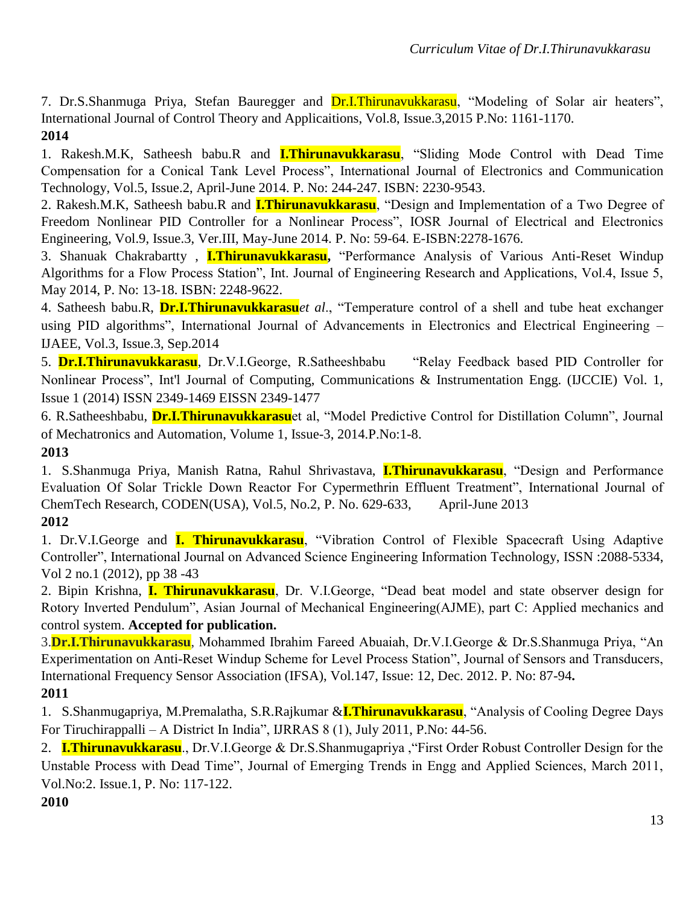7. Dr.S.Shanmuga Priya, Stefan Bauregger and Dr.I.Thirunavukkarasu, "Modeling of Solar air heaters", International Journal of Control Theory and Applicaitions, Vol.8, Issue.3,2015 P.No: 1161-1170.

**2014**

1. Rakesh.M.K, Satheesh babu.R and **I.Thirunavukkarasu**, "Sliding Mode Control with Dead Time Compensation for a Conical Tank Level Process", International Journal of Electronics and Communication Technology, Vol.5, Issue.2, April-June 2014. P. No: 244-247. ISBN: 2230-9543.

2. Rakesh.M.K, Satheesh babu.R and **I.Thirunavukkarasu**, "Design and Implementation of a Two Degree of Freedom Nonlinear PID Controller for a Nonlinear Process", IOSR Journal of Electrical and Electronics Engineering, Vol.9, Issue.3, Ver.III, May-June 2014. P. No: 59-64. E-ISBN:2278-1676.

3. Shanuak Chakrabartty , **I.Thirunavukkarasu,** "Performance Analysis of Various Anti-Reset Windup Algorithms for a Flow Process Station", Int. Journal of Engineering Research and Applications, Vol.4, Issue 5, May 2014, P. No: 13-18. ISBN: 2248-9622.

4. Satheesh babu.R, **Dr.I.Thirunavukkarasu***et al*., "Temperature control of a shell and tube heat exchanger using PID algorithms", International Journal of Advancements in Electronics and Electrical Engineering – IJAEE, Vol.3, Issue.3, Sep.2014

5. **Dr.I.Thirunavukkarasu**, Dr.V.I.George, R.Satheeshbabu "Relay Feedback based PID Controller for Nonlinear Process", Int'l Journal of Computing, Communications & Instrumentation Engg. (IJCCIE) Vol. 1, Issue 1 (2014) ISSN 2349-1469 EISSN 2349-1477

6. R.Satheeshbabu, **Dr.I.Thirunavukkarasu**et al, "Model Predictive Control for Distillation Column", Journal of Mechatronics and Automation, Volume 1, Issue-3, 2014.P.No:1-8.

**2013**

1. S.Shanmuga Priya, Manish Ratna, Rahul Shrivastava, **I.Thirunavukkarasu**, "Design and Performance Evaluation Of Solar Trickle Down Reactor For Cypermethrin Effluent Treatment", International Journal of ChemTech Research, CODEN(USA), Vol.5, No.2, P. No. 629-633, April-June 2013

**2012**

1. Dr.V.I.George and **I. Thirunavukkarasu**, "Vibration Control of Flexible Spacecraft Using Adaptive Controller", International Journal on Advanced Science Engineering Information Technology, ISSN :2088-5334, Vol 2 no.1 (2012), pp 38 -43

2. Bipin Krishna, **I. Thirunavukkarasu**, Dr. V.I.George, "Dead beat model and state observer design for Rotory Inverted Pendulum", Asian Journal of Mechanical Engineering(AJME), part C: Applied mechanics and control system. **Accepted for publication.**

3.**Dr.I.Thirunavukkarasu**, Mohammed Ibrahim Fareed Abuaiah, Dr.V.I.George & Dr.S.Shanmuga Priya, "An Experimentation on Anti-Reset Windup Scheme for Level Process Station", Journal of Sensors and Transducers, International Frequency Sensor Association (IFSA), Vol.147, Issue: 12, Dec. 2012. P. No: 87-94**.**

**2011**

1. S.Shanmugapriya, M.Premalatha, S.R.Rajkumar &**I.Thirunavukkarasu**, "Analysis of Cooling Degree Days For Tiruchirappalli – A District In India", IJRRAS 8 (1), July 2011, P.No: 44-56.

2. **I.Thirunavukkarasu**., Dr.V.I.George & Dr.S.Shanmugapriya ,"First Order Robust Controller Design for the Unstable Process with Dead Time", Journal of Emerging Trends in Engg and Applied Sciences, March 2011, Vol.No:2. Issue.1, P. No: 117-122.

**2010**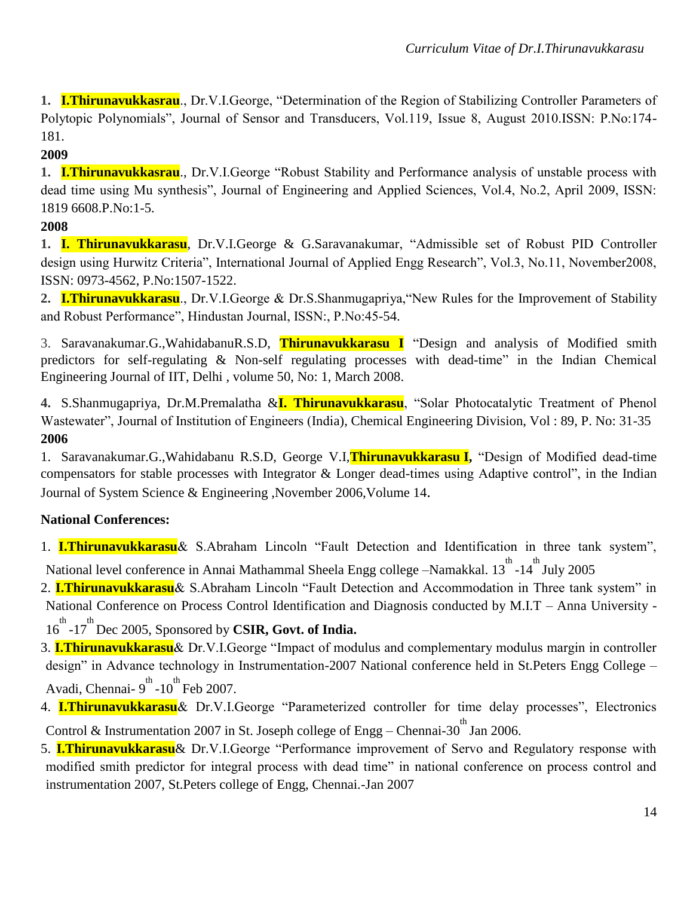1. **I.Thirunavukkasrau**., Dr.V.I.George, "Determination of the Region of Stabilizing Controller Parameters of Polytopic Polynomials", Journal of Sensor and Transducers, Vol.119, Issue 8, August 2010.ISSN: P.No:174-181.

**2009**

1. **I.Thirunavukkasrau**., Dr.V.I.George "Robust Stability and Performance analysis of unstable process with dead time using Mu synthesis", Journal of Engineering and Applied Sciences, Vol.4, No.2, April 2009, ISSN: 1819 6608.P.No:1-5.

**2008**

1. **I. Thirunavukkarasu**, Dr.V.I.George & G.Saravanakumar, "Admissible set of Robust PID Controller design using Hurwitz Criteria", International Journal of Applied Engg Research", Vol.3, No.11, November2008, ISSN: 0973-4562, P.No:1507-1522.
2. **I.Thirunavukkarasu**., Dr.V.I.George & Dr.S.Shanmugapriya,"New Rules for the Improvement of Stability and Robust Performance", Hindustan Journal, ISSN:, P.No:45-54.
3. Saravanakumar.G.,WahidabanuR.S.D, **Thirunavukkarasu I** "Design and analysis of Modified smith predictors for self-regulating & Non-self regulating processes with dead-time" in the Indian Chemical Engineering Journal of IIT, Delhi , volume 50, No: 1, March 2008.
4. S.Shanmugapriya, Dr.M.Premalatha &**I. Thirunavukkarasu**, "Solar Photocatalytic Treatment of Phenol Wastewater", Journal of Institution of Engineers (India), Chemical Engineering Division, Vol : 89, P. No: 31-35

**2006**

1. Saravanakumar.G.,Wahidabanu R.S.D, George V.I,**Thirunavukkarasu I,** "Design of Modified dead-time compensators for stable processes with Integrator & Longer dead-times using Adaptive control", in the Indian Journal of System Science & Engineering ,November 2006,Volume 14.

**National Conferences:**

1. **I.Thirunavukkarasu**& S.Abraham Lincoln "Fault Detection and Identification in three tank system", National level conference in Annai Mathammal Sheela Engg college –Namakkal. 13th -14th July 2005
2. **I.Thirunavukkarasu**& S.Abraham Lincoln "Fault Detection and Accommodation in Three tank system" in National Conference on Process Control Identification and Diagnosis conducted by M.I.T – Anna University - 16th -17th Dec 2005, Sponsored by **CSIR, Govt. of India.**
3. **I.Thirunavukkarasu**& Dr.V.I.George "Impact of modulus and complementary modulus margin in controller design" in Advance technology in Instrumentation-2007 National conference held in St.Peters Engg College – Avadi, Chennai- 9th -10th Feb 2007.
4. **I.Thirunavukkarasu**& Dr.V.I.George "Parameterized controller for time delay processes", Electronics Control & Instrumentation 2007 in St. Joseph college of Engg – Chennai-30th Jan 2006.
5. **I.Thirunavukkarasu**& Dr.V.I.George "Performance improvement of Servo and Regulatory response with modified smith predictor for integral process with dead time" in national conference on process control and instrumentation 2007, St.Peters college of Engg, Chennai.-Jan 2007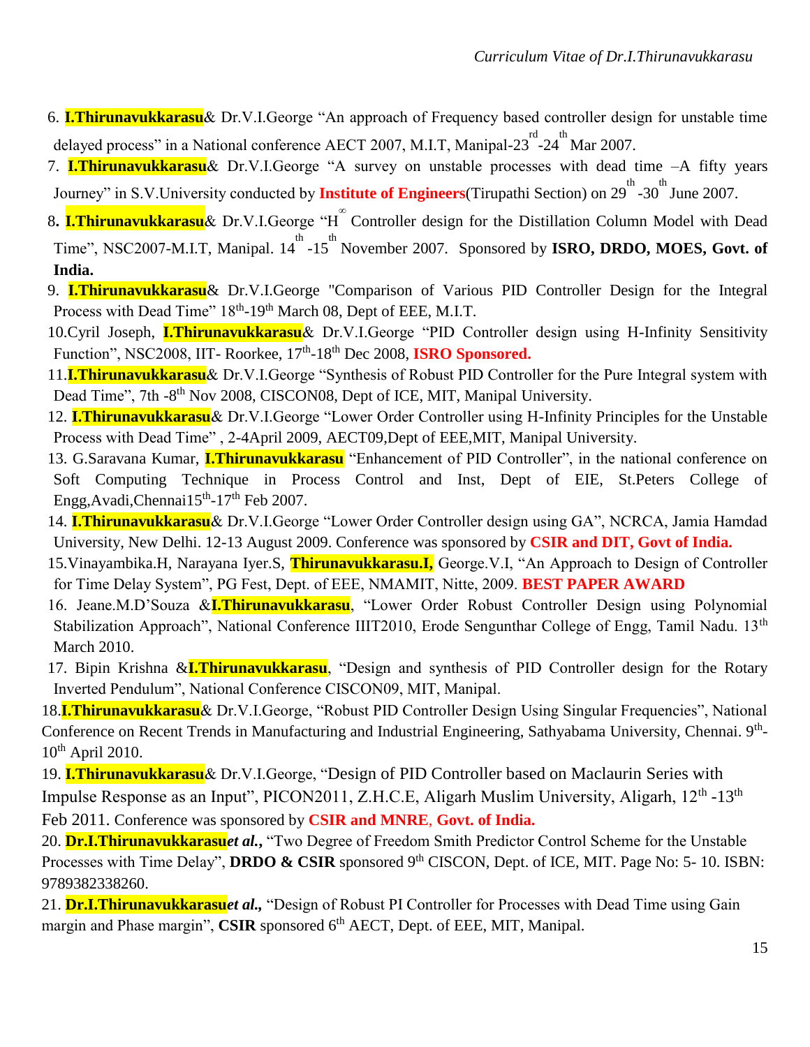6. **I.Thirunavukkarasu**& Dr.V.I.George "An approach of Frequency based controller design for unstable time delayed process" in a National conference AECT 2007, M.I.T, Manipal-23rd-24th Mar 2007.
7. **I.Thirunavukkarasu**& Dr.V.I.George "A survey on unstable processes with dead time –A fifty years Journey" in S.V.University conducted by **Institute of Engineers**(Tirupathi Section) on 29th-30th June 2007.
8. **I.Thirunavukkarasu**& Dr.V.I.George "$H^{\infty}$ Controller design for the Distillation Column Model with Dead Time", NSC2007-M.I.T, Manipal. 14th-15th November 2007. Sponsored by **ISRO, DRDO, MOES, Govt. of India.**
9. **I.Thirunavukkarasu**& Dr.V.I.George "Comparison of Various PID Controller Design for the Integral Process with Dead Time" 18th-19th March 08, Dept of EEE, M.I.T.
10. Cyril Joseph, **I.Thirunavukkarasu**& Dr.V.I.George "PID Controller design using H-Infinity Sensitivity Function", NSC2008, IIT- Roorkee, 17th-18th Dec 2008, **ISRO Sponsored.**
11. **I.Thirunavukkarasu**& Dr.V.I.George "Synthesis of Robust PID Controller for the Pure Integral system with Dead Time", 7th -8th Nov 2008, CISCON08, Dept of ICE, MIT, Manipal University.
12. **I.Thirunavukkarasu**& Dr.V.I.George "Lower Order Controller using H-Infinity Principles for the Unstable Process with Dead Time" , 2-4April 2009, AECT09,Dept of EEE,MIT, Manipal University.
13. G.Saravana Kumar, **I.Thirunavukkarasu** "Enhancement of PID Controller", in the national conference on Soft Computing Technique in Process Control and Inst, Dept of EIE, St.Peters College of Engg,Avadi,Chennai15th-17th Feb 2007.
14. **I.Thirunavukkarasu**& Dr.V.I.George "Lower Order Controller design using GA", NCRCA, Jamia Hamdad University, New Delhi. 12-13 August 2009. Conference was sponsored by **CSIR and DIT, Govt of India.**
15. Vinayambika.H, Narayana Iyer.S, **Thirunavukkarasu.I,** George.V.I, "An Approach to Design of Controller for Time Delay System", PG Fest, Dept. of EEE, NMAMIT, Nitte, 2009. **BEST PAPER AWARD**
16. Jeane.M.D'Souza &**I.Thirunavukkarasu**, "Lower Order Robust Controller Design using Polynomial Stabilization Approach", National Conference IIIT2010, Erode Sengunthar College of Engg, Tamil Nadu. 13th March 2010.
17. Bipin Krishna &**I.Thirunavukkarasu**, "Design and synthesis of PID Controller design for the Rotary Inverted Pendulum", National Conference CISCON09, MIT, Manipal.
18. **I.Thirunavukkarasu**& Dr.V.I.George, "Robust PID Controller Design Using Singular Frequencies", National Conference on Recent Trends in Manufacturing and Industrial Engineering, Sathyabama University, Chennai. 9th-10th April 2010.
19. **I.Thirunavukkarasu**& Dr.V.I.George, "Design of PID Controller based on Maclaurin Series with Impulse Response as an Input", PICON2011, Z.H.C.E, Aligarh Muslim University, Aligarh, 12th -13th Feb 2011. Conference was sponsored by **CSIR and MNRE, Govt. of India.**
20. **Dr.I.Thirunavukkarasu*et al.,*** "Two Degree of Freedom Smith Predictor Control Scheme for the Unstable Processes with Time Delay", **DRDO & CSIR** sponsored 9th CISCON, Dept. of ICE, MIT. Page No: 5- 10. ISBN: 9789382338260.
21. **Dr.I.Thirunavukkarasu*et al.,*** "Design of Robust PI Controller for Processes with Dead Time using Gain margin and Phase margin", **CSIR** sponsored 6th AECT, Dept. of EEE, MIT, Manipal.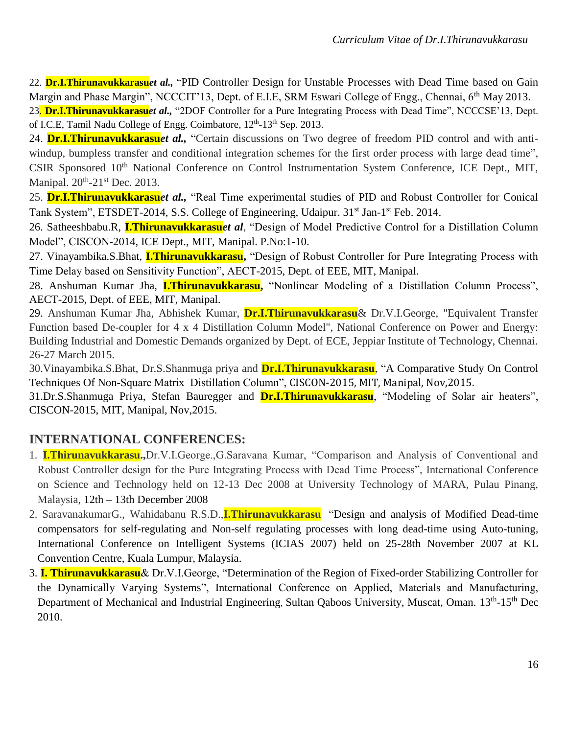22. **Dr.I.Thirunavukkarasu*et al.***, "PID Controller Design for Unstable Processes with Dead Time based on Gain Margin and Phase Margin", NCCCIT'13, Dept. of E.I.E, SRM Eswari College of Engg., Chennai, 6th May 2013.

23. **Dr.I.Thirunavukkarasu*et al.***, "2DOF Controller for a Pure Integrating Process with Dead Time", NCCCSE'13, Dept. of I.C.E, Tamil Nadu College of Engg. Coimbatore, 12th-13th Sep. 2013.

24. **Dr.I.Thirunavukkarasu*et al.***, "Certain discussions on Two degree of freedom PID control and with anti-windup, bumpless transfer and conditional integration schemes for the first order process with large dead time", CSIR Sponsored 10th National Conference on Control Instrumentation System Conference, ICE Dept., MIT, Manipal. 20th-21st Dec. 2013.

25. **Dr.I.Thirunavukkarasu*et al.***, "Real Time experimental studies of PID and Robust Controller for Conical Tank System", ETSDET-2014, S.S. College of Engineering, Udaipur. 31st Jan-1st Feb. 2014.

26. Satheeshbabu.R, **I.Thirunavukkarasu*et al***, "Design of Model Predictive Control for a Distillation Column Model", CISCON-2014, ICE Dept., MIT, Manipal. P.No:1-10.

27. Vinayambika.S.Bhat, **I.Thirunavukkarasu,** "Design of Robust Controller for Pure Integrating Process with Time Delay based on Sensitivity Function", AECT-2015, Dept. of EEE, MIT, Manipal.

28. Anshuman Kumar Jha, **I.Thirunavukkarasu,** "Nonlinear Modeling of a Distillation Column Process", AECT-2015, Dept. of EEE, MIT, Manipal.

29. Anshuman Kumar Jha, Abhishek Kumar, **Dr.I.Thirunavukkarasu**& Dr.V.I.George, "Equivalent Transfer Function based De-coupler for 4 x 4 Distillation Column Model", National Conference on Power and Energy: Building Industrial and Domestic Demands organized by Dept. of ECE, Jeppiar Institute of Technology, Chennai. 26-27 March 2015.

30.Vinayambika.S.Bhat, Dr.S.Shanmuga priya and **Dr.I.Thirunavukkarasu**, "A Comparative Study On Control Techniques Of Non-Square Matrix Distillation Column", CISCON-2015, MIT, Manipal, Nov,2015.

31.Dr.S.Shanmuga Priya, Stefan Bauregger and **Dr.I.Thirunavukkarasu**, "Modeling of Solar air heaters", CISCON-2015, MIT, Manipal, Nov,2015.

## INTERNATIONAL CONFERENCES:

1. **I.Thirunavukkarasu.,**Dr.V.I.George.,G.Saravana Kumar, "Comparison and Analysis of Conventional and Robust Controller design for the Pure Integrating Process with Dead Time Process", International Conference on Science and Technology held on 12-13 Dec 2008 at University Technology of MARA, Pulau Pinang, Malaysia, 12th – 13th December 2008
2. SaravanakumarG., Wahidabanu R.S.D.,**I.Thirunavukkarasu** "Design and analysis of Modified Dead-time compensators for self-regulating and Non-self regulating processes with long dead-time using Auto-tuning, International Conference on Intelligent Systems (ICIAS 2007) held on 25-28th November 2007 at KL Convention Centre, Kuala Lumpur, Malaysia.
3. **I. Thirunavukkarasu**& Dr.V.I.George, "Determination of the Region of Fixed-order Stabilizing Controller for the Dynamically Varying Systems", International Conference on Applied, Materials and Manufacturing, Department of Mechanical and Industrial Engineering, Sultan Qaboos University, Muscat, Oman. 13th-15th Dec 2010.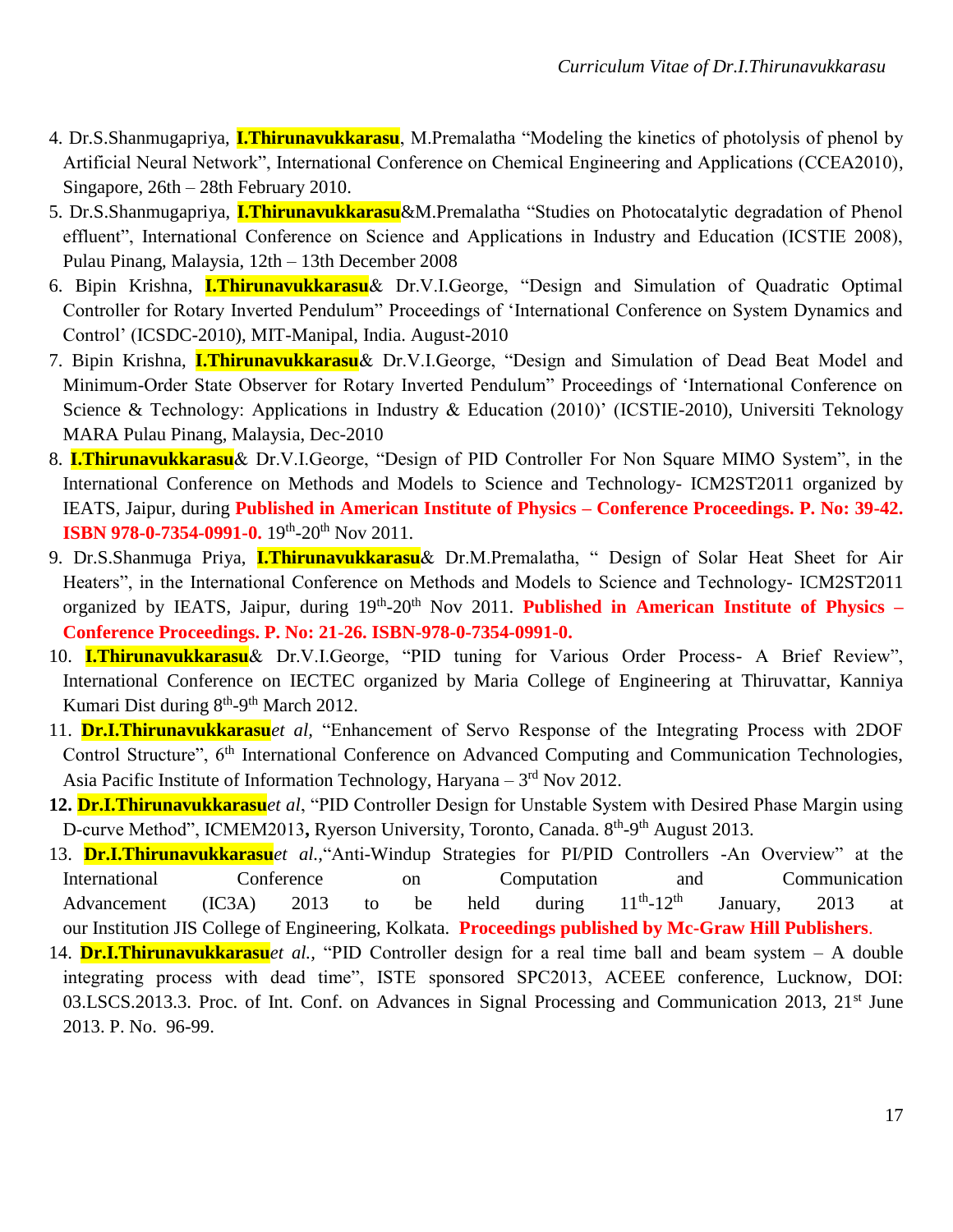4. Dr.S.Shanmugapriya, **I.Thirunavukkarasu**, M.Premalatha "Modeling the kinetics of photolysis of phenol by Artificial Neural Network", International Conference on Chemical Engineering and Applications (CCEA2010), Singapore, 26th – 28th February 2010.
5. Dr.S.Shanmugapriya, **I.Thirunavukkarasu**&M.Premalatha "Studies on Photocatalytic degradation of Phenol effluent", International Conference on Science and Applications in Industry and Education (ICSTIE 2008), Pulau Pinang, Malaysia, 12th – 13th December 2008
6. Bipin Krishna, **I.Thirunavukkarasu**& Dr.V.I.George, "Design and Simulation of Quadratic Optimal Controller for Rotary Inverted Pendulum" Proceedings of 'International Conference on System Dynamics and Control' (ICSDC-2010), MIT-Manipal, India. August-2010
7. Bipin Krishna, **I.Thirunavukkarasu**& Dr.V.I.George, "Design and Simulation of Dead Beat Model and Minimum-Order State Observer for Rotary Inverted Pendulum" Proceedings of 'International Conference on Science & Technology: Applications in Industry & Education (2010)' (ICSTIE-2010), Universiti Teknology MARA Pulau Pinang, Malaysia, Dec-2010
8. **I.Thirunavukkarasu**& Dr.V.I.George, "Design of PID Controller For Non Square MIMO System", in the International Conference on Methods and Models to Science and Technology- ICM2ST2011 organized by IEATS, Jaipur, during **Published in American Institute of Physics – Conference Proceedings. P. No: 39-42. ISBN 978-0-7354-0991-0.** 19th-20th Nov 2011.
9. Dr.S.Shanmuga Priya, **I.Thirunavukkarasu**& Dr.M.Premalatha, " Design of Solar Heat Sheet for Air Heaters", in the International Conference on Methods and Models to Science and Technology- ICM2ST2011 organized by IEATS, Jaipur, during 19th-20th Nov 2011. **Published in American Institute of Physics – Conference Proceedings. P. No: 21-26. ISBN-978-0-7354-0991-0.**
10. **I.Thirunavukkarasu**& Dr.V.I.George, "PID tuning for Various Order Process- A Brief Review", International Conference on IECTEC organized by Maria College of Engineering at Thiruvattar, Kanniya Kumari Dist during 8th-9th March 2012.
11. **Dr.I.Thirunavukkarasu***et al*, "Enhancement of Servo Response of the Integrating Process with 2DOF Control Structure", 6th International Conference on Advanced Computing and Communication Technologies, Asia Pacific Institute of Information Technology, Haryana – 3rd Nov 2012.
12. **Dr.I.Thirunavukkarasu***et al*, "PID Controller Design for Unstable System with Desired Phase Margin using D-curve Method", ICMEM2013**,** Ryerson University, Toronto, Canada. 8th-9th August 2013.
13. **Dr.I.Thirunavukkarasu***et al.*,"Anti-Windup Strategies for PI/PID Controllers -An Overview" at the International Conference on Computation and Communication Advancement (IC3A) 2013 to be held during 11th-12th January, 2013 at our Institution JIS College of Engineering, Kolkata. **Proceedings published by Mc-Graw Hill Publishers**.
14. **Dr.I.Thirunavukkarasu***et al.,* "PID Controller design for a real time ball and beam system – A double integrating process with dead time", ISTE sponsored SPC2013, ACEEE conference, Lucknow, DOI: 03.LSCS.2013.3. Proc. of Int. Conf. on Advances in Signal Processing and Communication 2013, 21st June 2013. P. No. 96-99.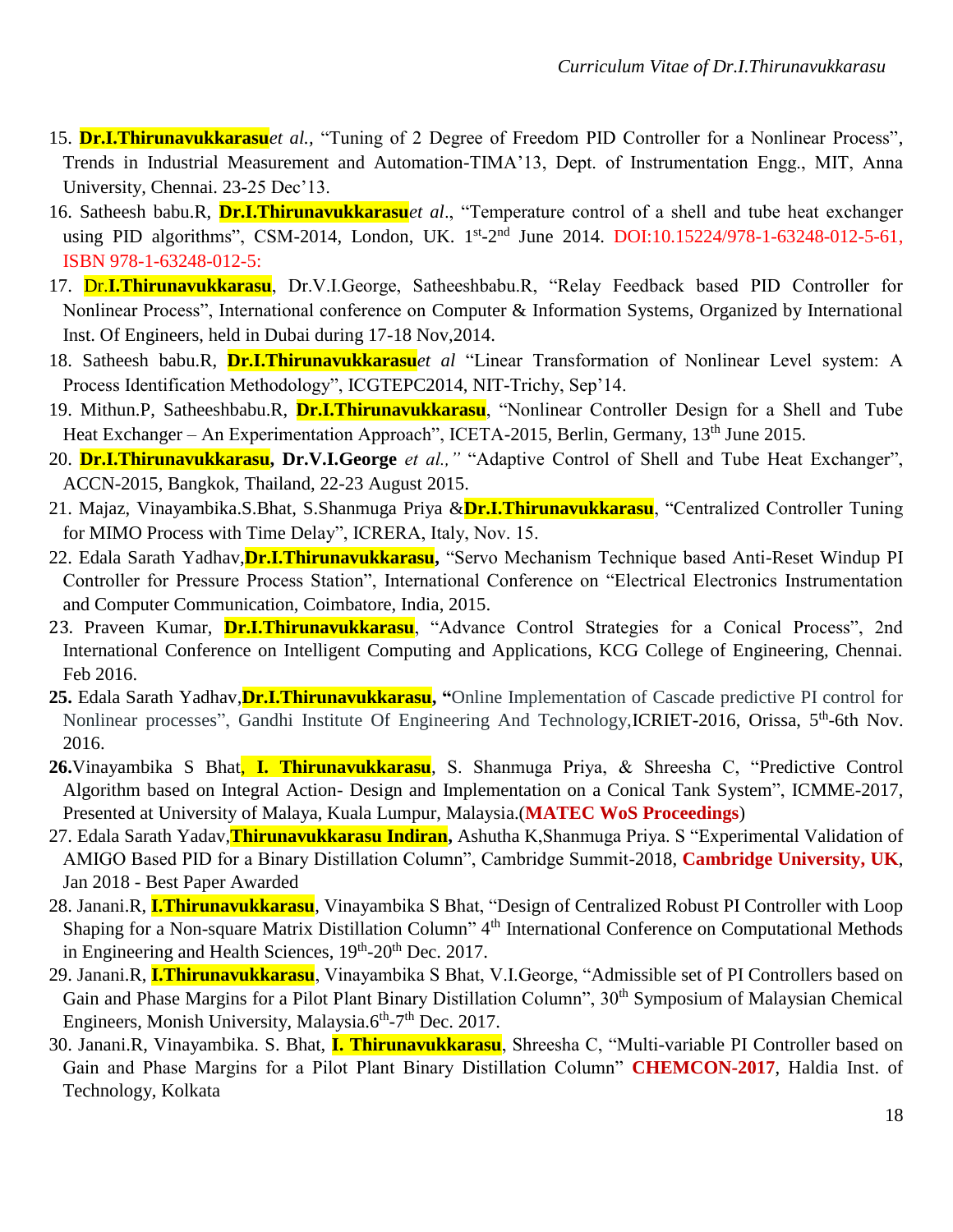15. **Dr.I.Thirunavukkarasu***et al.,* "Tuning of 2 Degree of Freedom PID Controller for a Nonlinear Process", Trends in Industrial Measurement and Automation-TIMA'13, Dept. of Instrumentation Engg., MIT, Anna University, Chennai. 23-25 Dec'13.
16. Satheesh babu.R, **Dr.I.Thirunavukkarasu***et al*., "Temperature control of a shell and tube heat exchanger using PID algorithms", CSM-2014, London, UK. 1st-2nd June 2014. DOI:10.15224/978-1-63248-012-5-61, ISBN 978-1-63248-012-5:
17. Dr.**I.Thirunavukkarasu**, Dr.V.I.George, Satheeshbabu.R, "Relay Feedback based PID Controller for Nonlinear Process", International conference on Computer & Information Systems, Organized by International Inst. Of Engineers, held in Dubai during 17-18 Nov,2014.
18. Satheesh babu.R, **Dr.I.Thirunavukkarasu***et al* "Linear Transformation of Nonlinear Level system: A Process Identification Methodology", ICGTEPC2014, NIT-Trichy, Sep'14.
19. Mithun.P, Satheeshbabu.R, **Dr.I.Thirunavukkarasu**, "Nonlinear Controller Design for a Shell and Tube Heat Exchanger – An Experimentation Approach", ICETA-2015, Berlin, Germany, 13th June 2015.
20. **Dr.I.Thirunavukkarasu, Dr.V.I.George** *et al.,"* "Adaptive Control of Shell and Tube Heat Exchanger", ACCN-2015, Bangkok, Thailand, 22-23 August 2015.
21. Majaz, Vinayambika.S.Bhat, S.Shanmuga Priya &**Dr.I.Thirunavukkarasu**, "Centralized Controller Tuning for MIMO Process with Time Delay", ICRERA, Italy, Nov. 15.
22. Edala Sarath Yadhav,**Dr.I.Thirunavukkarasu,** "Servo Mechanism Technique based Anti-Reset Windup PI Controller for Pressure Process Station", International Conference on "Electrical Electronics Instrumentation and Computer Communication, Coimbatore, India, 2015.
23. Praveen Kumar, **Dr.I.Thirunavukkarasu**, "Advance Control Strategies for a Conical Process", 2nd International Conference on Intelligent Computing and Applications, KCG College of Engineering, Chennai. Feb 2016.

**25.** Edala Sarath Yadhav,**Dr.I.Thirunavukkarasu, "**Online Implementation of Cascade predictive PI control for Nonlinear processes", Gandhi Institute Of Engineering And Technology,ICRIET-2016, Orissa, 5th-6th Nov. 2016.

**26.**Vinayambika S Bhat**, I. Thirunavukkarasu**, S. Shanmuga Priya, & Shreesha C, "Predictive Control Algorithm based on Integral Action- Design and Implementation on a Conical Tank System", ICMME-2017, Presented at University of Malaya, Kuala Lumpur, Malaysia.(**MATEC WoS Proceedings**)

27. Edala Sarath Yadav,**Thirunavukkarasu Indiran,** Ashutha K,Shanmuga Priya. S "Experimental Validation of AMIGO Based PID for a Binary Distillation Column", Cambridge Summit-2018, **Cambridge University, UK**, Jan 2018 - Best Paper Awarded
28. Janani.R, **I.Thirunavukkarasu**, Vinayambika S Bhat, "Design of Centralized Robust PI Controller with Loop Shaping for a Non-square Matrix Distillation Column" 4th International Conference on Computational Methods in Engineering and Health Sciences, 19th-20th Dec. 2017.
29. Janani.R, **I.Thirunavukkarasu**, Vinayambika S Bhat, V.I.George, "Admissible set of PI Controllers based on Gain and Phase Margins for a Pilot Plant Binary Distillation Column", 30th Symposium of Malaysian Chemical Engineers, Monish University, Malaysia.6th-7th Dec. 2017.
30. Janani.R, Vinayambika. S. Bhat, **I. Thirunavukkarasu**, Shreesha C, "Multi-variable PI Controller based on Gain and Phase Margins for a Pilot Plant Binary Distillation Column" **CHEMCON-2017**, Haldia Inst. of Technology, Kolkata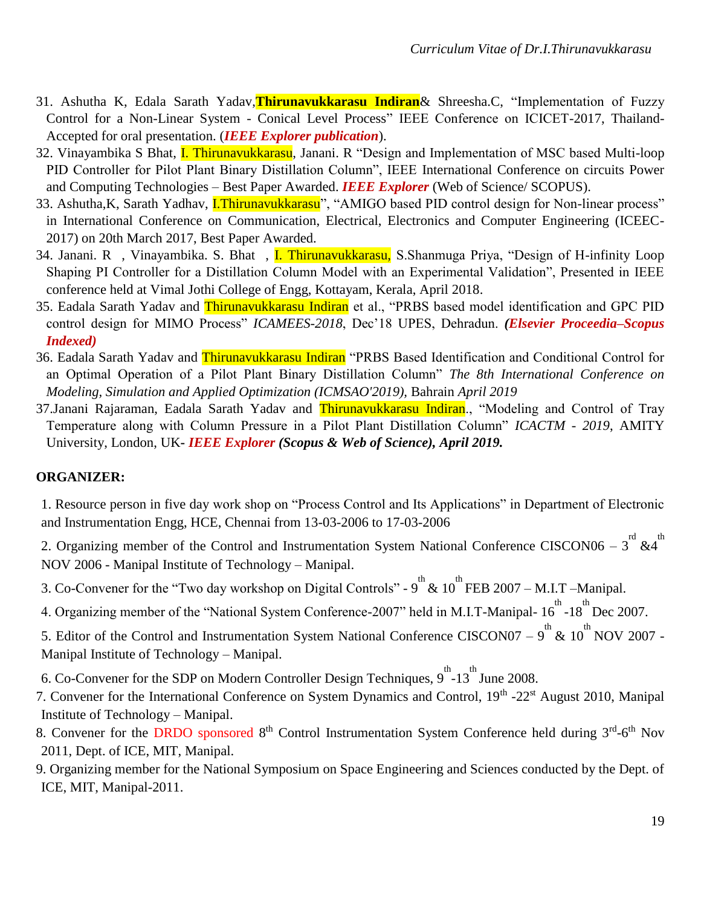31. Ashutha K, Edala Sarath Yadav,**Thirunavukkarasu Indiran**& Shreesha.C, "Implementation of Fuzzy Control for a Non-Linear System - Conical Level Process" IEEE Conference on ICICET-2017, Thailand- Accepted for oral presentation. (***IEEE Explorer publication***).

32. Vinayambika S Bhat, I. Thirunavukkarasu, Janani. R "Design and Implementation of MSC based Multi-loop PID Controller for Pilot Plant Binary Distillation Column", IEEE International Conference on circuits Power and Computing Technologies – Best Paper Awarded. ***IEEE Explorer*** (Web of Science/ SCOPUS).

33. Ashutha,K, Sarath Yadhav, I.Thirunavukkarasu", "AMIGO based PID control design for Non-linear process" in International Conference on Communication, Electrical, Electronics and Computer Engineering (ICEEC-2017) on 20th March 2017, Best Paper Awarded.

34. Janani. R , Vinayambika. S. Bhat , I. Thirunavukkarasu, S.Shanmuga Priya, "Design of H-infinity Loop Shaping PI Controller for a Distillation Column Model with an Experimental Validation", Presented in IEEE conference held at Vimal Jothi College of Engg, Kottayam, Kerala, April 2018.

35. Eadala Sarath Yadav and Thirunavukkarasu Indiran et al., "PRBS based model identification and GPC PID control design for MIMO Process" *ICAMEES-2018*, Dec'18 UPES, Dehradun. ***(Elsevier Proceedia–Scopus Indexed)***

36. Eadala Sarath Yadav and Thirunavukkarasu Indiran "PRBS Based Identification and Conditional Control for an Optimal Operation of a Pilot Plant Binary Distillation Column" *The 8th International Conference on Modeling, Simulation and Applied Optimization (ICMSAO'2019),* Bahrain *April 2019*

37.Janani Rajaraman, Eadala Sarath Yadav and Thirunavukkarasu Indiran., "Modeling and Control of Tray Temperature along with Column Pressure in a Pilot Plant Distillation Column" *ICACTM - 2019*, AMITY University, London, UK- ***IEEE Explorer (Scopus & Web of Science), April 2019.***

**ORGANIZER:**

1. Resource person in five day work shop on "Process Control and Its Applications" in Department of Electronic and Instrumentation Engg, HCE, Chennai from 13-03-2006 to 17-03-2006
2. Organizing member of the Control and Instrumentation System National Conference CISCON06 – 3rd &4th NOV 2006 - Manipal Institute of Technology – Manipal.
3. Co-Convener for the "Two day workshop on Digital Controls" - 9th & 10th FEB 2007 – M.I.T –Manipal.
4. Organizing member of the "National System Conference-2007" held in M.I.T-Manipal- 16th -18th Dec 2007.
5. Editor of the Control and Instrumentation System National Conference CISCON07 – 9th & 10th NOV 2007 - Manipal Institute of Technology – Manipal.
6. Co-Convener for the SDP on Modern Controller Design Techniques, 9th-13th June 2008.
7. Convener for the International Conference on System Dynamics and Control, 19th -22st August 2010, Manipal Institute of Technology – Manipal.
8. Convener for the DRDO sponsored 8th Control Instrumentation System Conference held during 3rd-6th Nov 2011, Dept. of ICE, MIT, Manipal.
9. Organizing member for the National Symposium on Space Engineering and Sciences conducted by the Dept. of ICE, MIT, Manipal-2011.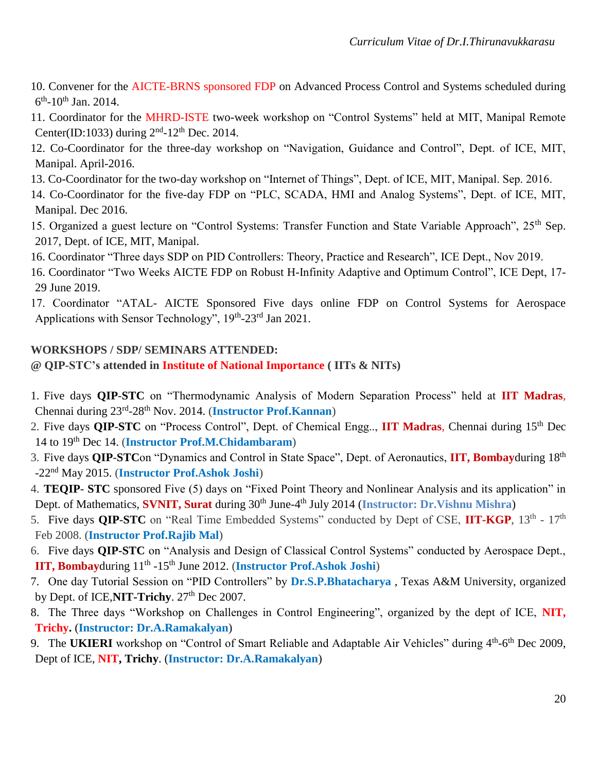10. Convener for the AICTE-BRNS sponsored FDP on Advanced Process Control and Systems scheduled during 6th-10th Jan. 2014.
11. Coordinator for the MHRD-ISTE two-week workshop on "Control Systems" held at MIT, Manipal Remote Center(ID:1033) during 2nd-12th Dec. 2014.
12. Co-Coordinator for the three-day workshop on "Navigation, Guidance and Control", Dept. of ICE, MIT, Manipal. April-2016.
13. Co-Coordinator for the two-day workshop on "Internet of Things", Dept. of ICE, MIT, Manipal. Sep. 2016.
14. Co-Coordinator for the five-day FDP on "PLC, SCADA, HMI and Analog Systems", Dept. of ICE, MIT, Manipal. Dec 2016.
15. Organized a guest lecture on "Control Systems: Transfer Function and State Variable Approach", 25th Sep. 2017, Dept. of ICE, MIT, Manipal.
16. Coordinator "Three days SDP on PID Controllers: Theory, Practice and Research", ICE Dept., Nov 2019.
16. Coordinator "Two Weeks AICTE FDP on Robust H-Infinity Adaptive and Optimum Control", ICE Dept, 17-29 June 2019.
17. Coordinator "ATAL- AICTE Sponsored Five days online FDP on Control Systems for Aerospace Applications with Sensor Technology", 19th-23rd Jan 2021.

**WORKSHOPS / SDP/ SEMINARS ATTENDED:**
**@ QIP-STC's attended in Institute of National Importance ( IITs & NITs)**

1. Five days **QIP-STC** on "Thermodynamic Analysis of Modern Separation Process" held at **IIT Madras**, Chennai during 23rd-28th Nov. 2014. (**Instructor Prof.Kannan**)
2. Five days **QIP-STC** on "Process Control", Dept. of Chemical Engg.., **IIT Madras**, Chennai during 15th Dec 14 to 19th Dec 14. (**Instructor Prof.M.Chidambaram**)
3. Five days **QIP-STC**on "Dynamics and Control in State Space", Dept. of Aeronautics, **IIT, Bombay**during 18th -22nd May 2015. (**Instructor Prof.Ashok Joshi**)
4. **TEQIP- STC** sponsored Five (5) days on "Fixed Point Theory and Nonlinear Analysis and its application" in Dept. of Mathematics, **SVNIT, Surat** during 30th June-4th July 2014 (**Instructor: Dr.Vishnu Mishra**)
5. Five days **QIP-STC** on "Real Time Embedded Systems" conducted by Dept of CSE, **IIT-KGP**, 13th - 17th Feb 2008. (**Instructor Prof.Rajib Mal**)
6. Five days **QIP-STC** on "Analysis and Design of Classical Control Systems" conducted by Aerospace Dept., **IIT, Bombay**during 11th -15th June 2012. (**Instructor Prof.Ashok Joshi**)
7. One day Tutorial Session on "PID Controllers" by **Dr.S.P.Bhatacharya** , Texas A&M University, organized by Dept. of ICE,**NIT-Trichy**. 27th Dec 2007.
8. The Three days "Workshop on Challenges in Control Engineering", organized by the dept of ICE, **NIT, Trichy.** (**Instructor: Dr.A.Ramakalyan**)
9. The **UKIERI** workshop on "Control of Smart Reliable and Adaptable Air Vehicles" during 4th-6th Dec 2009, Dept of ICE, **NIT, Trichy**. (**Instructor: Dr.A.Ramakalyan**)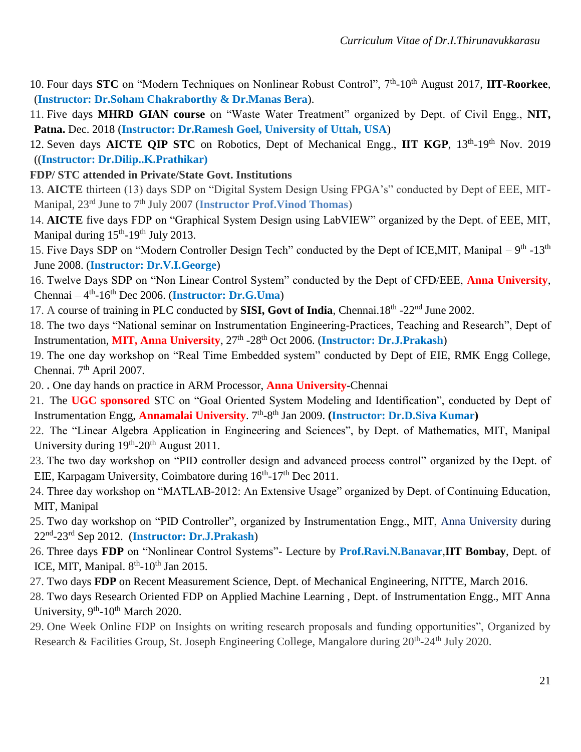10. Four days **STC** on "Modern Techniques on Nonlinear Robust Control", 7th-10th August 2017, **IIT-Roorkee**, (**Instructor: Dr.Soham Chakraborthy & Dr.Manas Bera**).
11. Five days **MHRD GIAN course** on "Waste Water Treatment" organized by Dept. of Civil Engg., **NIT, Patna.** Dec. 2018 (**Instructor: Dr.Ramesh Goel, University of Uttah, USA**)
12. Seven days **AICTE QIP STC** on Robotics, Dept of Mechanical Engg., **IIT KGP**, 13th-19th Nov. 2019 ((**Instructor: Dr.Dilip..K.Prathikar)**

**FDP/ STC attended in Private/State Govt. Institutions**

13. **AICTE** thirteen (13) days SDP on "Digital System Design Using FPGA's" conducted by Dept of EEE, MIT-Manipal, 23rd June to 7th July 2007 (**Instructor Prof.Vinod Thomas**)
14. **AICTE** five days FDP on "Graphical System Design using LabVIEW" organized by the Dept. of EEE, MIT, Manipal during 15th-19th July 2013.
15. Five Days SDP on "Modern Controller Design Tech" conducted by the Dept of ICE,MIT, Manipal – 9th -13th June 2008. (**Instructor: Dr.V.I.George**)
16. Twelve Days SDP on "Non Linear Control System" conducted by the Dept of CFD/EEE, **Anna University**, Chennai – 4th-16th Dec 2006. (**Instructor: Dr.G.Uma**)
17. A course of training in PLC conducted by **SISI, Govt of India**, Chennai.18th -22nd June 2002.
18. The two days "National seminar on Instrumentation Engineering-Practices, Teaching and Research", Dept of Instrumentation, **MIT, Anna University**, 27th -28th Oct 2006. (**Instructor: Dr.J.Prakash**)
19. The one day workshop on "Real Time Embedded system" conducted by Dept of EIE, RMK Engg College, Chennai. 7th April 2007.
20. **.** One day hands on practice in ARM Processor, **Anna University**-Chennai
21. The **UGC sponsored** STC on "Goal Oriented System Modeling and Identification", conducted by Dept of Instrumentation Engg, **Annamalai University**. 7th-8th Jan 2009. **(Instructor: Dr.D.Siva Kumar)**
22. The "Linear Algebra Application in Engineering and Sciences", by Dept. of Mathematics, MIT, Manipal University during 19th-20th August 2011.
23. The two day workshop on "PID controller design and advanced process control" organized by the Dept. of EIE, Karpagam University, Coimbatore during 16th-17th Dec 2011.
24. Three day workshop on "MATLAB-2012: An Extensive Usage" organized by Dept. of Continuing Education, MIT, Manipal
25. Two day workshop on "PID Controller", organized by Instrumentation Engg., MIT, Anna University during 22nd-23rd Sep 2012. (**Instructor: Dr.J.Prakash**)
26. Three days **FDP** on "Nonlinear Control Systems"- Lecture by **Prof.Ravi.N.Banavar**,**IIT Bombay**, Dept. of ICE, MIT, Manipal. 8th-10th Jan 2015.
27. Two days **FDP** on Recent Measurement Science, Dept. of Mechanical Engineering, NITTE, March 2016.
28. Two days Research Oriented FDP on Applied Machine Learning , Dept. of Instrumentation Engg., MIT Anna University, 9th-10th March 2020.
29. One Week Online FDP on Insights on writing research proposals and funding opportunities", Organized by Research & Facilities Group, St. Joseph Engineering College, Mangalore during 20th-24th July 2020.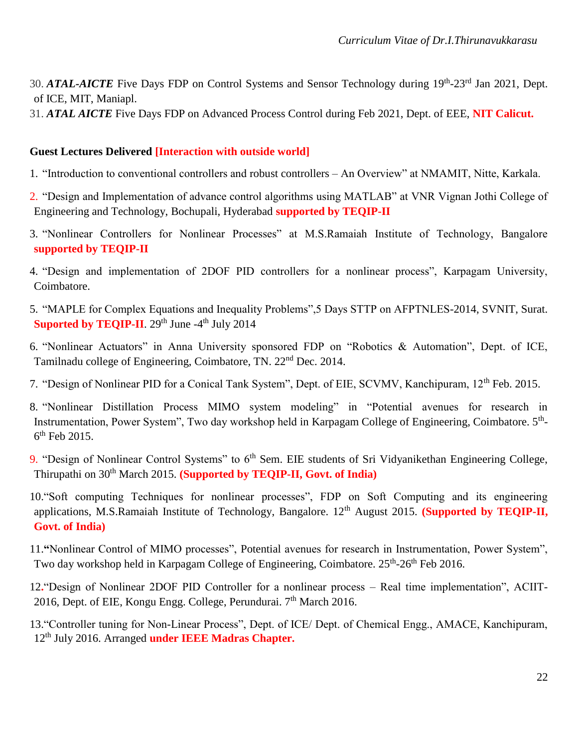30. ***ATAL-AICTE*** Five Days FDP on Control Systems and Sensor Technology during 19th-23rd Jan 2021, Dept. of ICE, MIT, Maniapl.
31. ***ATAL AICTE*** Five Days FDP on Advanced Process Control during Feb 2021, Dept. of EEE, **NIT Calicut.**

**Guest Lectures Delivered [Interaction with outside world]**

1. "Introduction to conventional controllers and robust controllers – An Overview" at NMAMIT, Nitte, Karkala.
2. "Design and Implementation of advance control algorithms using MATLAB" at VNR Vignan Jothi College of Engineering and Technology, Bochupali, Hyderabad **supported by TEQIP-II**
3. "Nonlinear Controllers for Nonlinear Processes" at M.S.Ramaiah Institute of Technology, Bangalore **supported by TEQIP-II**
4. "Design and implementation of 2DOF PID controllers for a nonlinear process", Karpagam University, Coimbatore.
5. "MAPLE for Complex Equations and Inequality Problems",5 Days STTP on AFPTNLES-2014, SVNIT, Surat. **Suported by TEQIP-II**. 29th June -4th July 2014
6. "Nonlinear Actuators" in Anna University sponsored FDP on "Robotics & Automation", Dept. of ICE, Tamilnadu college of Engineering, Coimbatore, TN. 22nd Dec. 2014.
7. "Design of Nonlinear PID for a Conical Tank System", Dept. of EIE, SCVMV, Kanchipuram, 12th Feb. 2015.
8. "Nonlinear Distillation Process MIMO system modeling" in "Potential avenues for research in Instrumentation, Power System", Two day workshop held in Karpagam College of Engineering, Coimbatore. 5th-6th Feb 2015.
9. "Design of Nonlinear Control Systems" to 6th Sem. EIE students of Sri Vidyanikethan Engineering College, Thirupathi on 30th March 2015. **(Supported by TEQIP-II, Govt. of India)**
10. "Soft computing Techniques for nonlinear processes", FDP on Soft Computing and its engineering applications, M.S.Ramaiah Institute of Technology, Bangalore. 12th August 2015. **(Supported by TEQIP-II, Govt. of India)**
11. **"**Nonlinear Control of MIMO processes", Potential avenues for research in Instrumentation, Power System", Two day workshop held in Karpagam College of Engineering, Coimbatore. 25th-26th Feb 2016.
12. "Design of Nonlinear 2DOF PID Controller for a nonlinear process – Real time implementation", ACIIT-2016, Dept. of EIE, Kongu Engg. College, Perundurai. 7th March 2016.
13. "Controller tuning for Non-Linear Process", Dept. of ICE/ Dept. of Chemical Engg., AMACE, Kanchipuram, 12th July 2016. Arranged **under IEEE Madras Chapter.**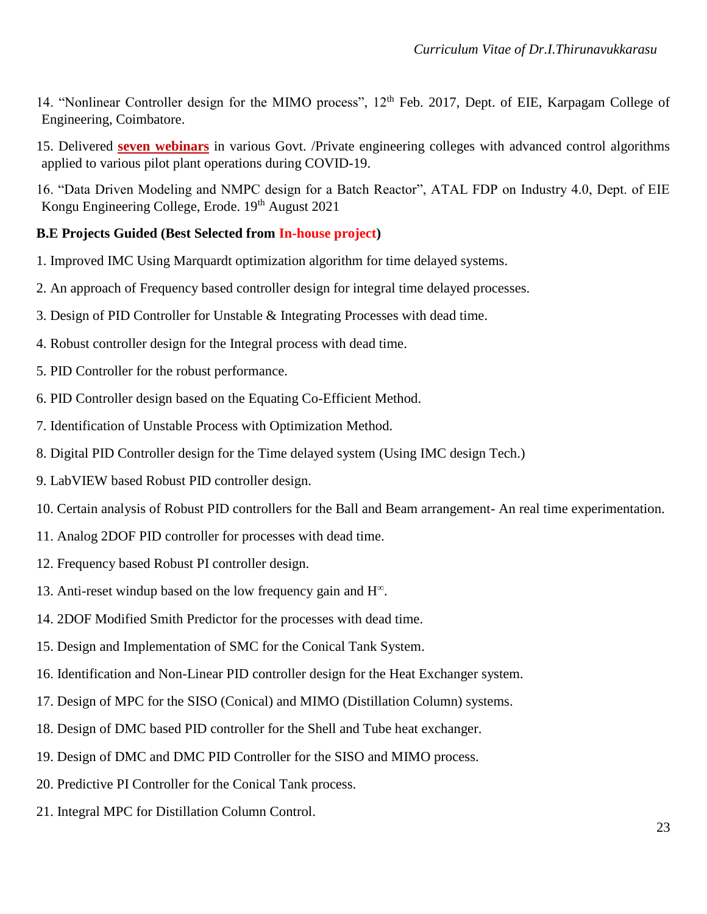14. “Nonlinear Controller design for the MIMO process”, 12th Feb. 2017, Dept. of EIE, Karpagam College of Engineering, Coimbatore.

15. Delivered **seven webinars** in various Govt. /Private engineering colleges with advanced control algorithms applied to various pilot plant operations during COVID-19.

16. “Data Driven Modeling and NMPC design for a Batch Reactor”, ATAL FDP on Industry 4.0, Dept. of EIE Kongu Engineering College, Erode. 19th August 2021

**B.E Projects Guided (Best Selected from In-house project)**

1. Improved IMC Using Marquardt optimization algorithm for time delayed systems.
2. An approach of Frequency based controller design for integral time delayed processes.
3. Design of PID Controller for Unstable & Integrating Processes with dead time.
4. Robust controller design for the Integral process with dead time.
5. PID Controller for the robust performance.
6. PID Controller design based on the Equating Co-Efficient Method.
7. Identification of Unstable Process with Optimization Method.
8. Digital PID Controller design for the Time delayed system (Using IMC design Tech.)
9. LabVIEW based Robust PID controller design.
10. Certain analysis of Robust PID controllers for the Ball and Beam arrangement- An real time experimentation.
11. Analog 2DOF PID controller for processes with dead time.
12. Frequency based Robust PI controller design.
13. Anti-reset windup based on the low frequency gain and $H^{\infty}$.
14. 2DOF Modified Smith Predictor for the processes with dead time.
15. Design and Implementation of SMC for the Conical Tank System.
16. Identification and Non-Linear PID controller design for the Heat Exchanger system.
17. Design of MPC for the SISO (Conical) and MIMO (Distillation Column) systems.
18. Design of DMC based PID controller for the Shell and Tube heat exchanger.
19. Design of DMC and DMC PID Controller for the SISO and MIMO process.
20. Predictive PI Controller for the Conical Tank process.
21. Integral MPC for Distillation Column Control.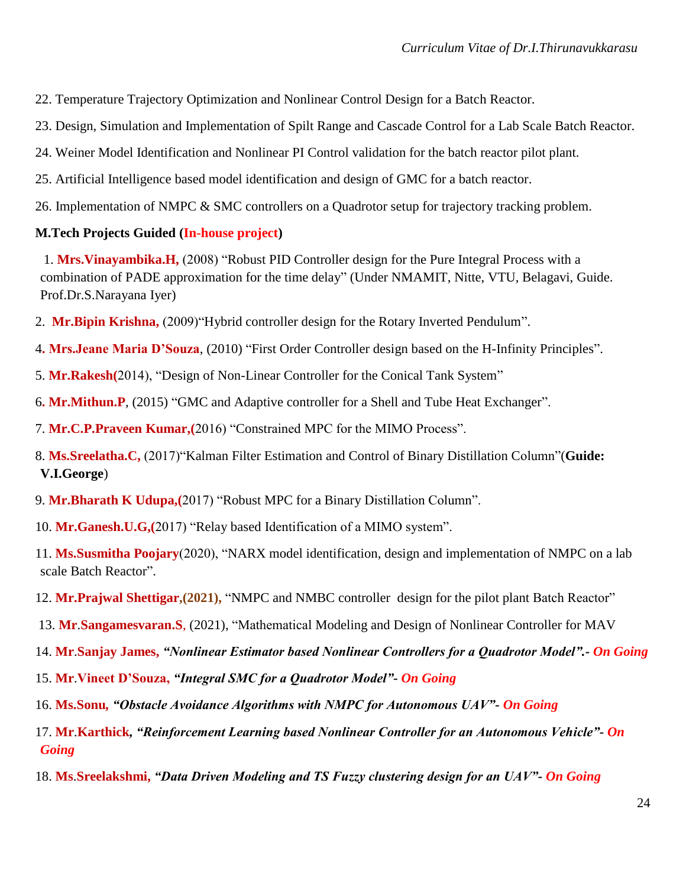22. Temperature Trajectory Optimization and Nonlinear Control Design for a Batch Reactor.

23. Design, Simulation and Implementation of Spilt Range and Cascade Control for a Lab Scale Batch Reactor.

24. Weiner Model Identification and Nonlinear PI Control validation for the batch reactor pilot plant.

25. Artificial Intelligence based model identification and design of GMC for a batch reactor.

26. Implementation of NMPC & SMC controllers on a Quadrotor setup for trajectory tracking problem.

**M.Tech Projects Guided (In-house project)**

1. **Mrs.Vinayambika.H,** (2008) "Robust PID Controller design for the Pure Integral Process with a combination of PADE approximation for the time delay" (Under NMAMIT, Nitte, VTU, Belagavi, Guide. Prof.Dr.S.Narayana Iyer)

2. **Mr.Bipin Krishna,** (2009)"Hybrid controller design for the Rotary Inverted Pendulum".

4. **Mrs.Jeane Maria D'Souza**, (2010) "First Order Controller design based on the H-Infinity Principles".

5. **Mr.Rakesh(**2014), "Design of Non-Linear Controller for the Conical Tank System"

6. **Mr.Mithun.P**, (2015) "GMC and Adaptive controller for a Shell and Tube Heat Exchanger".

7. **Mr.C.P.Praveen Kumar,(**2016) "Constrained MPC for the MIMO Process".

8. **Ms.Sreelatha.C,** (2017)"Kalman Filter Estimation and Control of Binary Distillation Column"(**Guide: V.I.George**)

9. **Mr.Bharath K Udupa,(**2017) "Robust MPC for a Binary Distillation Column".

10. **Mr.Ganesh.U.G,(**2017) "Relay based Identification of a MIMO system".

11. **Ms.Susmitha Poojary**(2020), "NARX model identification, design and implementation of NMPC on a lab scale Batch Reactor".

12. **Mr.Prajwal Shettigar,(2021),** "NMPC and NMBC controller design for the pilot plant Batch Reactor"

13. **Mr.Sangamesvaran.S**, (2021), "Mathematical Modeling and Design of Nonlinear Controller for MAV

14. **Mr.Sanjay James,** ***"Nonlinear Estimator based Nonlinear Controllers for a Quadrotor Model".- On Going***

15. **Mr.Vineet D'Souza,** ***"Integral SMC for a Quadrotor Model"- On Going***

16. **Ms.Sonu,** ***"Obstacle Avoidance Algorithms with NMPC for Autonomous UAV"- On Going***

17. **Mr.Karthick,** ***"Reinforcement Learning based Nonlinear Controller for an Autonomous Vehicle"- On Going***

18. **Ms.Sreelakshmi,** ***"Data Driven Modeling and TS Fuzzy clustering design for an UAV"- On Going***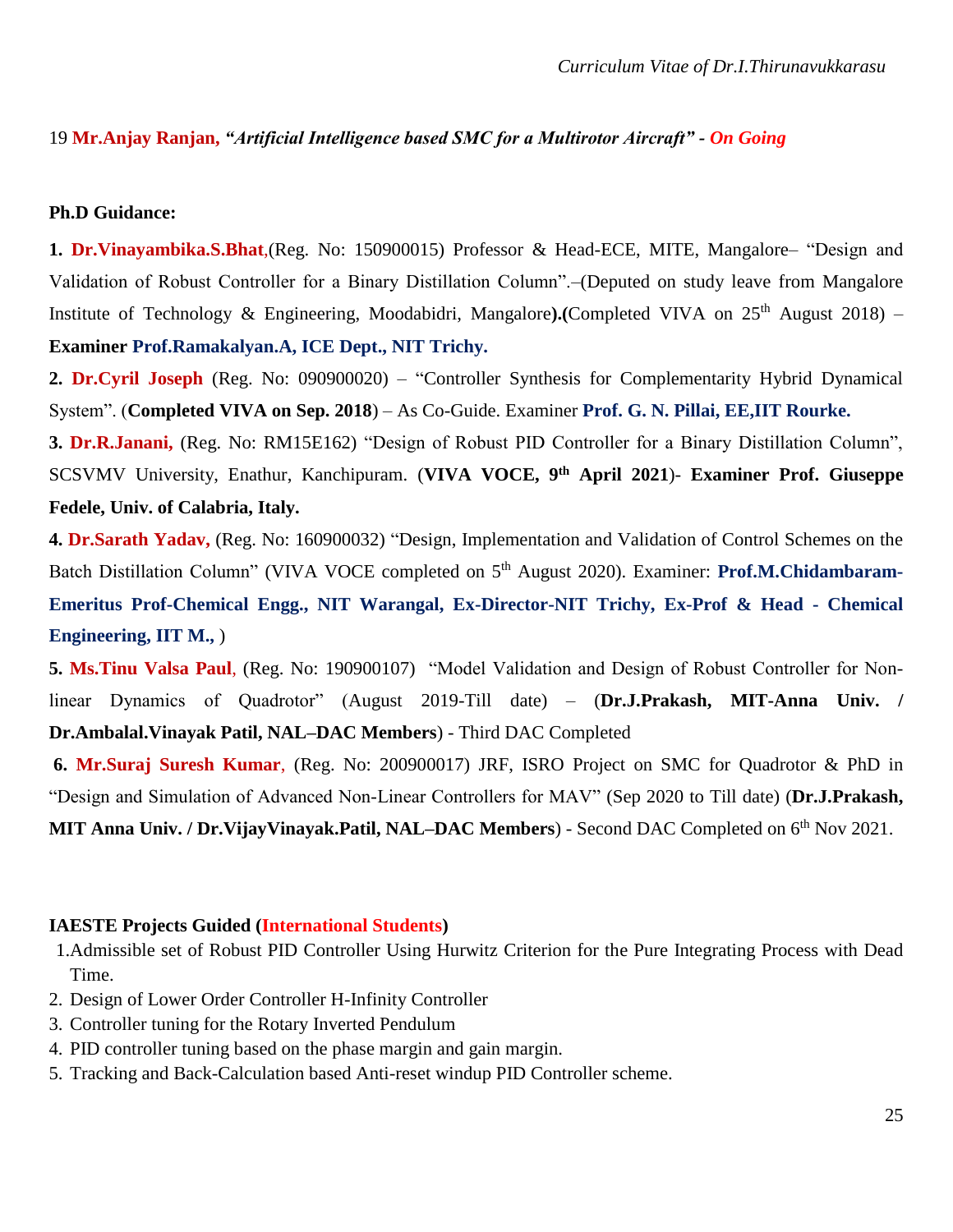19 **Mr.Anjay Ranjan,** ***"Artificial Intelligence based SMC for a Multirotor Aircraft" - On Going***

**Ph.D Guidance:**

**1. Dr.Vinayambika.S.Bhat**,(Reg. No: 150900015) Professor & Head-ECE, MITE, Mangalore– "Design and Validation of Robust Controller for a Binary Distillation Column".–(Deputed on study leave from Mangalore Institute of Technology & Engineering, Moodabidri, Mangalore**).(**Completed VIVA on 25th August 2018) – **Examiner Prof.Ramakalyan.A, ICE Dept., NIT Trichy.**

**2. Dr.Cyril Joseph** (Reg. No: 090900020) – "Controller Synthesis for Complementarity Hybrid Dynamical System". (**Completed VIVA on Sep. 2018**) – As Co-Guide. Examiner **Prof. G. N. Pillai, EE,IIT Rourke.**

**3. Dr.R.Janani,** (Reg. No: RM15E162) "Design of Robust PID Controller for a Binary Distillation Column", SCSVMV University, Enathur, Kanchipuram. (**VIVA VOCE, 9th April 2021**)- **Examiner Prof. Giuseppe Fedele, Univ. of Calabria, Italy.**

**4. Dr.Sarath Yadav,** (Reg. No: 160900032) "Design, Implementation and Validation of Control Schemes on the Batch Distillation Column" (VIVA VOCE completed on 5th August 2020). Examiner: **Prof.M.Chidambaram-Emeritus Prof-Chemical Engg., NIT Warangal, Ex-Director-NIT Trichy, Ex-Prof & Head - Chemical Engineering, IIT M.,** )

**5. Ms.Tinu Valsa Paul**, (Reg. No: 190900107) "Model Validation and Design of Robust Controller for Non-linear Dynamics of Quadrotor" (August 2019-Till date) – (**Dr.J.Prakash, MIT-Anna Univ. / Dr.Ambalal.Vinayak Patil, NAL–DAC Members**) - Third DAC Completed

**6. Mr.Suraj Suresh Kumar**, (Reg. No: 200900017) JRF, ISRO Project on SMC for Quadrotor & PhD in "Design and Simulation of Advanced Non-Linear Controllers for MAV" (Sep 2020 to Till date) (**Dr.J.Prakash, MIT Anna Univ. / Dr.VijayVinayak.Patil, NAL–DAC Members**) - Second DAC Completed on 6th Nov 2021.

**IAESTE Projects Guided (International Students)**

1. Admissible set of Robust PID Controller Using Hurwitz Criterion for the Pure Integrating Process with Dead Time.
2. Design of Lower Order Controller H-Infinity Controller
3. Controller tuning for the Rotary Inverted Pendulum
4. PID controller tuning based on the phase margin and gain margin.
5. Tracking and Back-Calculation based Anti-reset windup PID Controller scheme.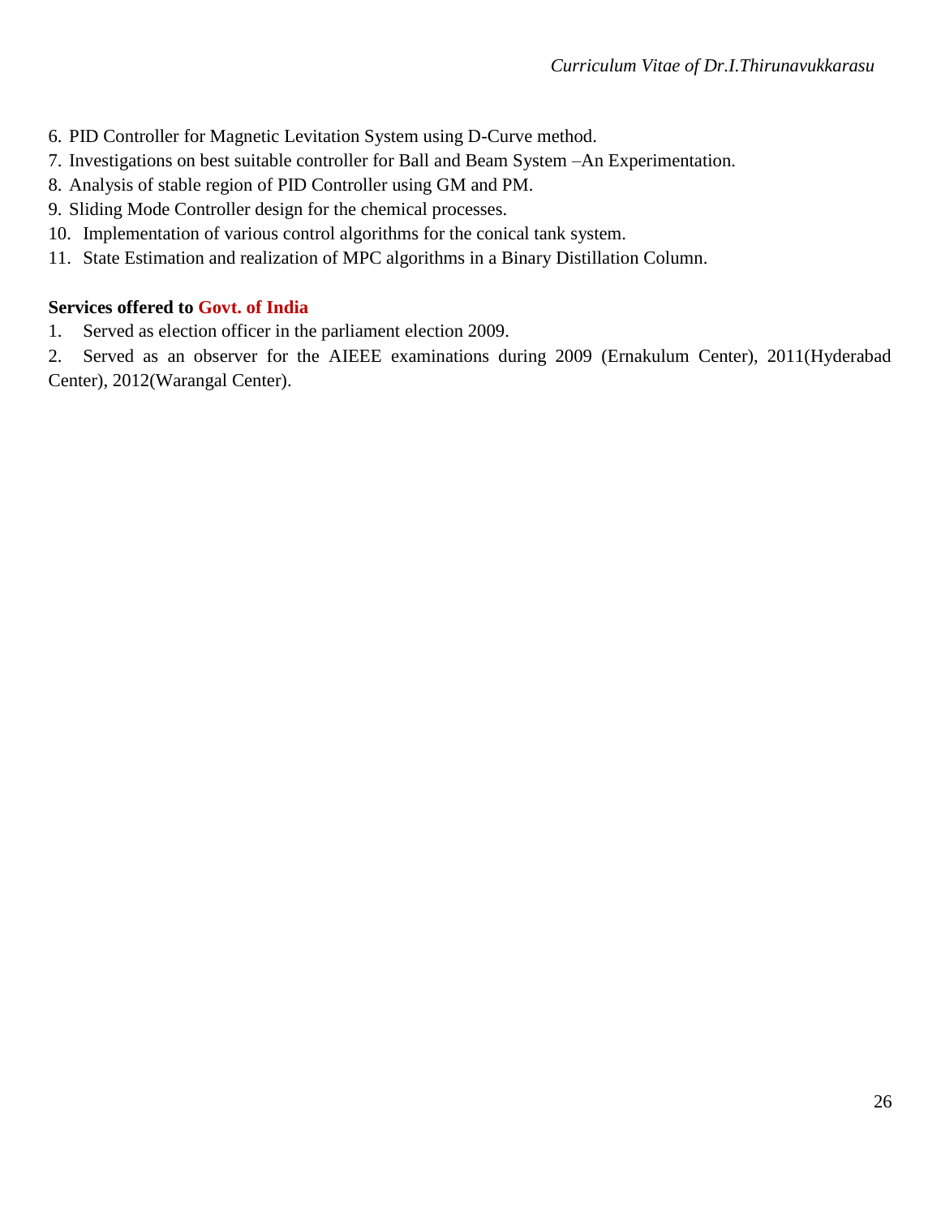6. PID Controller for Magnetic Levitation System using D-Curve method.
7. Investigations on best suitable controller for Ball and Beam System –An Experimentation.
8. Analysis of stable region of PID Controller using GM and PM.
9. Sliding Mode Controller design for the chemical processes.
10. Implementation of various control algorithms for the conical tank system.
11. State Estimation and realization of MPC algorithms in a Binary Distillation Column.

**Services offered to Govt. of India**

1. Served as election officer in the parliament election 2009.
2. Served as an observer for the AIEEE examinations during 2009 (Ernakulum Center), 2011(Hyderabad Center), 2012(Warangal Center).